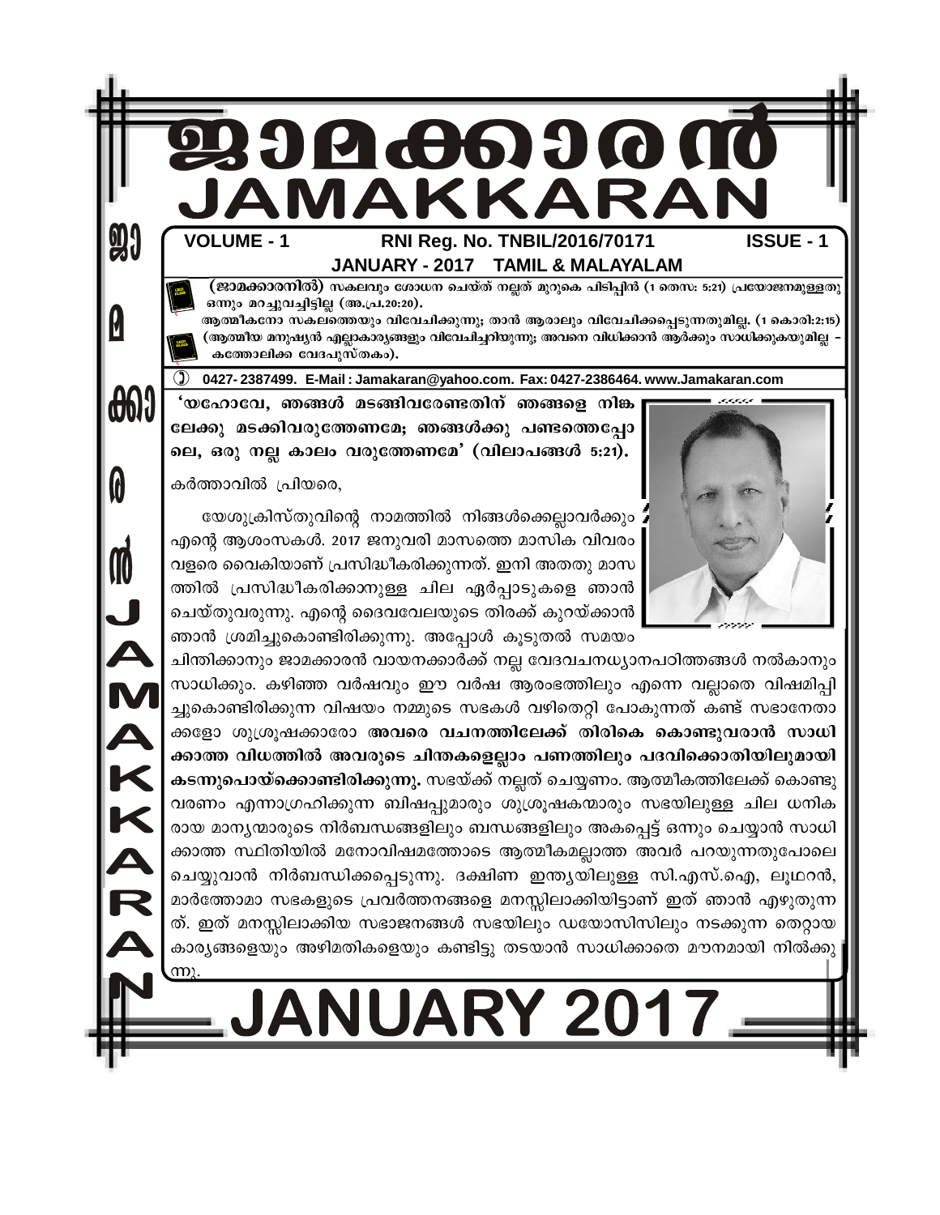# ജാമക്കാരൻ
# JAMAKKARAN

**VOLUME - 1** **RNI Reg. No. TNBIL/2016/70171** **ISSUE - 1**

**JANUARY - 2017 TAMIL & MALAYALAM**

**(ജാമക്കാരനിൽ)** സകലവും ശോധന ചെയ്ത് നല്ലത് മുറുകെ പിടിപ്പിൻ (1 തെസ: 5:21) പ്രയോജനമുള്ളതു ഒന്നും മറച്ചുവച്ചിട്ടില്ല (അ.പ്ര.20:20).

ആത്മീകനോ സകലത്തെയും വിവേചിക്കുന്നു; താൻ ആരാലും വിവേചിക്കപ്പെടുന്നതുമില്ല. (1 കൊരി:2:15) (ആത്മീയ മനുഷ്യൻ എല്ലാകാര്യങ്ങളും വിവേചിച്ചറിയുന്നു; അവനെ വിധിക്കാൻ ആർക്കും സാധിക്കുകയുമില്ല – കത്തോലിക്ക വേദപുസ്തകം).

0427- 2387499. E-Mail : Jamakaran@yahoo.com. Fax: 0427-2386464. www.Jamakaran.com

**'യഹോവേ, ഞങ്ങൾ മടങ്ങിവരേണ്ടതിന് ഞങ്ങളെ നിങ്കലേക്കു മടക്കിവരുത്തേണമേ; ഞങ്ങൾക്കു പണ്ടത്തെപ്പോലെ, ഒരു നല്ല കാലം വരുത്തേണമേ' (വിലാപങ്ങൾ 5:21).**

കർത്താവിൽ പ്രിയരെ,

യേശുക്രിസ്തുവിന്റെ നാമത്തിൽ നിങ്ങൾക്കെല്ലാവർക്കും എന്റെ ആശംസകൾ. 2017 ജനുവരി മാസത്തെ മാസിക വിവരം വളരെ വൈകിയാണ് പ്രസിദ്ധീകരിക്കുന്നത്. ഇനി അതതു മാസത്തിൽ പ്രസിദ്ധീകരിക്കാനുള്ള ചില ഏർപ്പാടുകളെ ഞാൻ ചെയ്തുവരുന്നു. എന്റെ ദൈവവേലയുടെ തിരക്ക് കുറയ്ക്കാൻ ഞാൻ ശ്രമിച്ചുകൊണ്ടിരിക്കുന്നു. അപ്പോൾ കൂടുതൽ സമയം ചിന്തിക്കാനും ജാമക്കാരൻ വായനക്കാർക്ക് നല്ല വേദവചനധ്യാനപഠിത്തങ്ങൾ നൽകാനും സാധിക്കും. കഴിഞ്ഞ വർഷവും ഈ വർഷ ആരംഭത്തിലും എന്നെ വല്ലാതെ വിഷമിപ്പിച്ചുകൊണ്ടിരിക്കുന്ന വിഷയം നമ്മുടെ സഭകൾ വഴിതെറ്റി പോകുന്നത് കണ്ട് സഭാനേതാക്കളോ ശുശ്രൂഷക്കാരോ **അവരെ വചനത്തിലേക്ക് തിരികെ കൊണ്ടുവരാൻ സാധിക്കാത്ത വിധത്തിൽ അവരുടെ ചിന്തകളെല്ലാം പണത്തിലും പദവിക്കൊതിയിലുമായി കടന്നുപൊയ്ക്കൊണ്ടിരിക്കുന്നു.** സഭയ്ക്ക് നല്ലത് ചെയ്യണം. ആത്മീകത്തിലേക്ക് കൊണ്ടുവരണം എന്നാഗ്രഹിക്കുന്ന ബിഷപ്പുമാരും ശുശ്രൂഷകന്മാരും സഭയിലുള്ള ചില ധനികരായ മാന്യന്മാരുടെ നിർബന്ധങ്ങളിലും ബന്ധങ്ങളിലും അകപ്പെട്ട് ഒന്നും ചെയ്യാൻ സാധിക്കാത്ത സ്ഥിതിയിൽ മനോവിഷമത്തോടെ ആത്മീകമല്ലാത്ത അവർ പറയുന്നതുപോലെ ചെയ്യുവാൻ നിർബന്ധിക്കപ്പെടുന്നു. ദക്ഷിണ ഇന്ത്യയിലുള്ള സി.എസ്.ഐ, ലൂഥറൻ, മാർത്തോമാ സഭകളുടെ പ്രവർത്തനങ്ങളെ മനസ്സിലാക്കിയിട്ടാണ് ഇത് ഞാൻ എഴുതുന്നത്. ഇത് മനസ്സിലാക്കിയ സഭാജനങ്ങൾ സഭയിലും ഡയോസിസിലും നടക്കുന്ന തെറ്റായ കാര്യങ്ങളെയും അഴിമതികളെയും കണ്ടിട്ടു തടയാൻ സാധിക്കാതെ മൗനമായി നിൽക്കുന്നു.

**JANUARY 2017**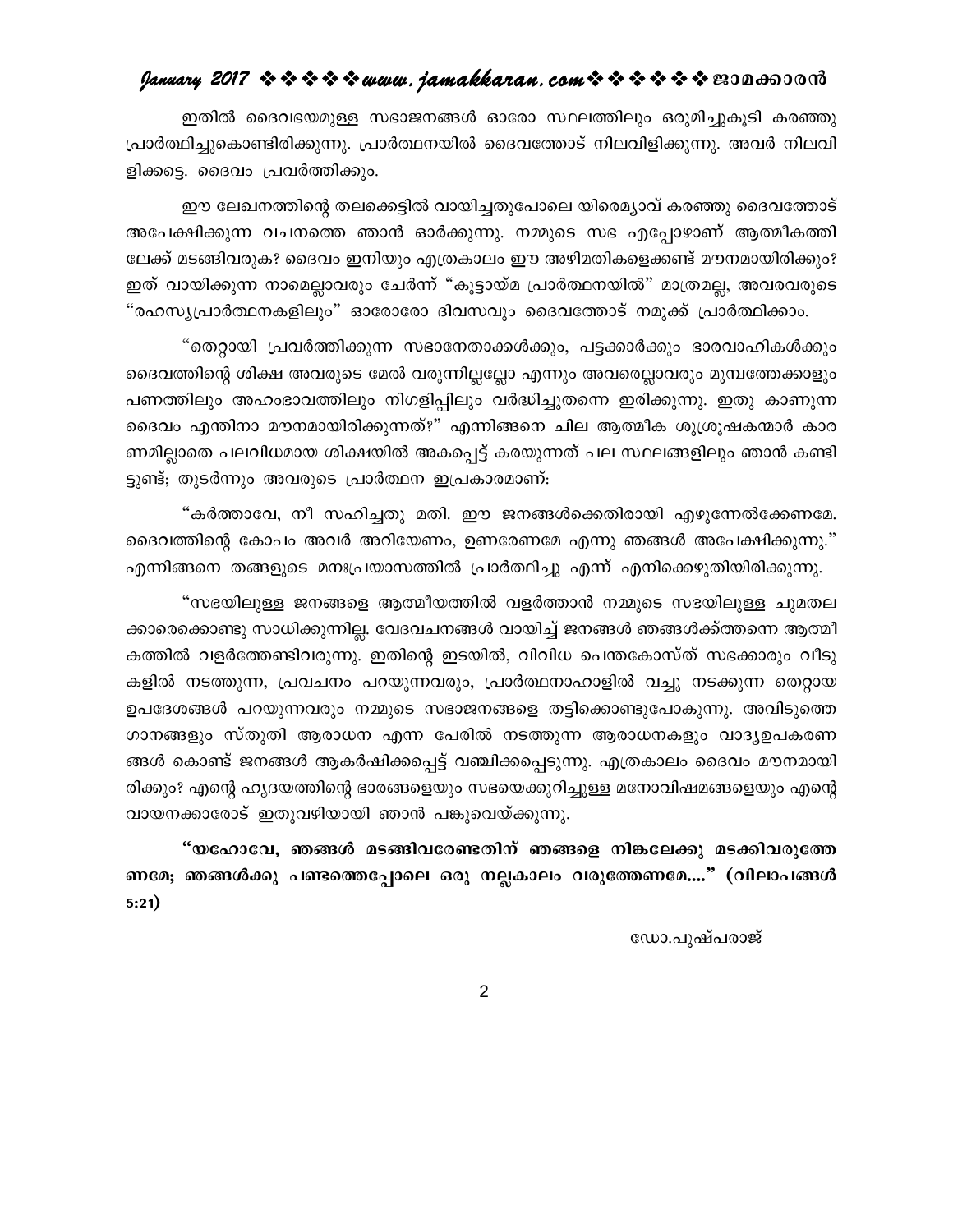ഇതിൽ ദൈവഭയമുള്ള സഭാജനങ്ങൾ ഓരോ സ്ഥലത്തിലും ഒരുമിച്ചുകൂടി കരഞ്ഞു പ്രാർത്ഥിച്ചുകൊണ്ടിരിക്കുന്നു. പ്രാർത്ഥനയിൽ ദൈവത്തോട് നിലവിളിക്കുന്നു. അവർ നിലവിളിക്കട്ടെ. ദൈവം പ്രവർത്തിക്കും.

ഈ ലേഖനത്തിന്റെ തലക്കെട്ടിൽ വായിച്ചതുപോലെ യിരെമ്യാവ് കരഞ്ഞു ദൈവത്തോട് അപേക്ഷിക്കുന്ന വചനത്തെ ഞാൻ ഓർക്കുന്നു. നമ്മുടെ സഭ എപ്പോഴാണ് ആത്മീകത്തിലേക്ക് മടങ്ങിവരുക? ദൈവം ഇനിയും എത്രകാലം ഈ അഴിമതികളെക്കണ്ട് മൗനമായിരിക്കും? ഇത് വായിക്കുന്ന നാമെല്ലാവരും ചേർന്ന് "കൂട്ടായ്മ പ്രാർത്ഥനയിൽ" മാത്രമല്ല, അവരവരുടെ "രഹസ്യപ്രാർത്ഥനകളിലും" ഓരോരോ ദിവസവും ദൈവത്തോട് നമുക്ക് പ്രാർത്ഥിക്കാം.

"തെറ്റായി പ്രവർത്തിക്കുന്ന സഭാനേതാക്കൾക്കും, പട്ടക്കാർക്കും ഭാരവാഹികൾക്കും ദൈവത്തിന്റെ ശിക്ഷ അവരുടെ മേൽ വരുന്നില്ലല്ലോ എന്നും അവരെല്ലാവരും മുമ്പത്തേക്കാളും പണത്തിലും അഹംഭാവത്തിലും നിഗളിപ്പിലും വർദ്ധിച്ചുതന്നെ ഇരിക്കുന്നു. ഇതു കാണുന്ന ദൈവം എന്തിനാ മൗനമായിരിക്കുന്നത്?" എന്നിങ്ങനെ ചില ആത്മീക ശുശ്രൂഷകന്മാർ കാരണമില്ലാതെ പലവിധമായ ശിക്ഷയിൽ അകപ്പെട്ട് കരയുന്നത് പല സ്ഥലങ്ങളിലും ഞാൻ കണ്ടിട്ടുണ്ട്; തുടർന്നും അവരുടെ പ്രാർത്ഥന ഇപ്രകാരമാണ്:

"കർത്താവേ, നീ സഹിച്ചതു മതി. ഈ ജനങ്ങൾക്കെതിരായി എഴുന്നേൽക്കേണമേ. ദൈവത്തിന്റെ കോപം അവർ അറിയേണം, ഉണരേണമേ എന്നു ഞങ്ങൾ അപേക്ഷിക്കുന്നു." എന്നിങ്ങനെ തങ്ങളുടെ മനഃപ്രയാസത്തിൽ പ്രാർത്ഥിച്ചു എന്ന് എനിക്കെഴുതിയിരിക്കുന്നു.

"സഭയിലുള്ള ജനങ്ങളെ ആത്മീയത്തിൽ വളർത്താൻ നമ്മുടെ സഭയിലുള്ള ചുമതലക്കാരെക്കൊണ്ടു സാധിക്കുന്നില്ല. വേദവചനങ്ങൾ വായിച്ച് ജനങ്ങൾ ഞങ്ങൾക്ക്ത്തന്നെ ആത്മീകത്തിൽ വളർത്തേണ്ടിവരുന്നു. ഇതിന്റെ ഇടയിൽ, വിവിധ പെന്തകോസ്ത് സഭക്കാരും വീടുകളിൽ നടത്തുന്ന, പ്രവചനം പറയുന്നവരും, പ്രാർത്ഥനാഹാളിൽ വച്ചു നടക്കുന്ന തെറ്റായ ഉപദേശങ്ങൾ പറയുന്നവരും നമ്മുടെ സഭാജനങ്ങളെ തട്ടിക്കൊണ്ടുപോകുന്നു. അവിടുത്തെ ഗാനങ്ങളും സ്തുതി ആരാധന എന്ന പേരിൽ നടത്തുന്ന ആരാധനകളും വാദ്യഉപകരണങ്ങൾ കൊണ്ട് ജനങ്ങൾ ആകർഷിക്കപ്പെട്ട് വഞ്ചിക്കപ്പെടുന്നു. എത്രകാലം ദൈവം മൗനമായിരിക്കും? എന്റെ ഹൃദയത്തിന്റെ ഭാരങ്ങളെയും സഭയെക്കുറിച്ചുള്ള മനോവിഷമങ്ങളെയും എന്റെ വായനക്കാരോട് ഇതുവഴിയായി ഞാൻ പങ്കുവെയ്ക്കുന്നു.

**"യഹോവേ, ഞങ്ങൾ മടങ്ങിവരേണ്ടതിന് ഞങ്ങളെ നിങ്കലേക്കു മടക്കിവരുത്തേണമേ; ഞങ്ങൾക്കു പണ്ടത്തെപ്പോലെ ഒരു നല്ലകാലം വരുത്തേണമേ...." (വിലാപങ്ങൾ 5:21)**

ഡോ.പുഷ്പരാജ്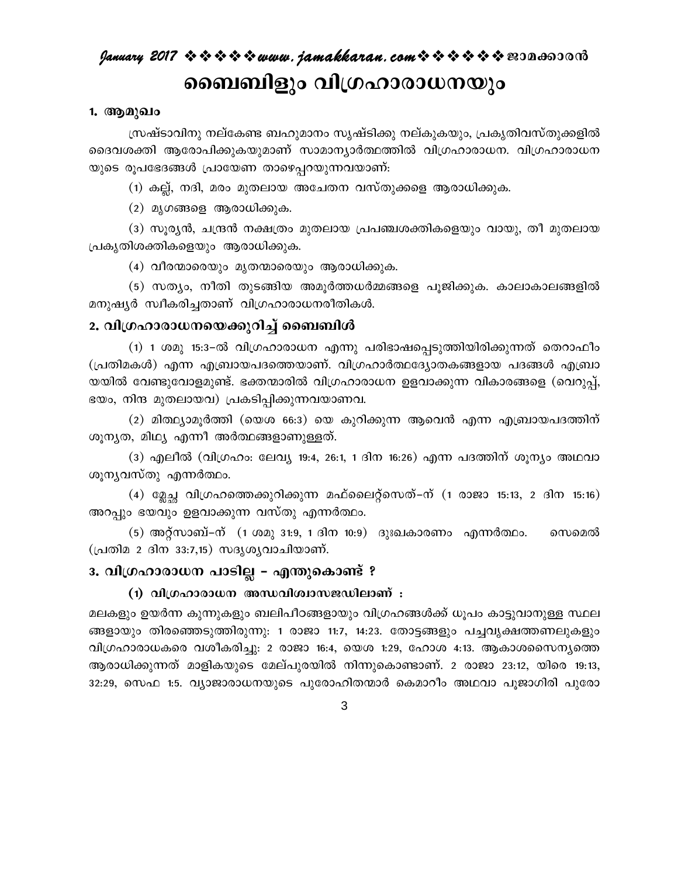# ബൈബിളും വിഗ്രഹാരാധനയും

## 1. ആമുഖം

സ്രഷ്ടാവിനു നല്കേണ്ട ബഹുമാനം സൃഷ്ടിക്കു നല്കുകയും, പ്രകൃതിവസ്തുക്കളിൽ ദൈവശക്തി ആരോപിക്കുകയുമാണ് സാമാന്യാർത്ഥത്തിൽ വിഗ്രഹാരാധന. വിഗ്രഹാരാധനയുടെ രൂപഭേദങ്ങൾ പ്രായേണ താഴെപ്പറയുന്നവയാണ്:

(1) കല്ല്, നദി, മരം മുതലായ അചേതന വസ്തുക്കളെ ആരാധിക്കുക.

(2) മൃഗങ്ങളെ ആരാധിക്കുക.

(3) സൂര്യൻ, ചന്ദ്രൻ നക്ഷത്രം മുതലായ പ്രപഞ്ചശക്തികളെയും വായു, തീ മുതലായ പ്രകൃതിശക്തികളെയും ആരാധിക്കുക.

(4) വീരന്മാരെയും മൃതന്മാരെയും ആരാധിക്കുക.

(5) സത്യം, നീതി തുടങ്ങിയ അമൂർത്തധർമ്മങ്ങളെ പൂജിക്കുക. കാലാകാലങ്ങളിൽ മനുഷ്യർ സ്വീകരിച്ചതാണ് വിഗ്രഹാരാധനരീതികൾ.

## 2. വിഗ്രഹാരാധനയെക്കുറിച്ച് ബൈബിൾ

(1) 1 ശമു 15:3–ൽ വിഗ്രഹാരാധന എന്നു പരിഭാഷപ്പെടുത്തിയിരിക്കുന്നത് തെറാഫീം (പ്രതിമകൾ) എന്ന എബ്രായപദത്തെയാണ്. വിഗ്രഹാർത്ഥദ്യോതകങ്ങളായ പദങ്ങൾ എബ്രായയിൽ വേണ്ടുവോളമുണ്ട്. ഭക്തന്മാരിൽ വിഗ്രഹാരാധന ഉളവാക്കുന്ന വികാരങ്ങളെ (വെറുപ്പ്, ഭയം, നിന്ദ മുതലായവ) പ്രകടിപ്പിക്കുന്നവയാണവ.

(2) മിഥ്യാമൂർത്തി (യെശ 66:3) യെ കുറിക്കുന്ന ആവെൻ എന്ന എബ്രായപദത്തിന് ശൂന്യത, മിഥ്യ എന്നീ അർത്ഥങ്ങളാണുള്ളത്.

(3) എലീൽ (വിഗ്രഹം: ലേവ്യ 19:4, 26:1, 1 ദിന 16:26) എന്ന പദത്തിന് ശൂന്യം അഥവാ ശൂന്യവസ്തു എന്നർത്ഥം.

(4) മ്ലേച്ഛ വിഗ്രഹത്തെക്കുറിക്കുന്ന മഫ്ലെറ്റ്സെത്–ന് (1 രാജാ 15:13, 2 ദിന 15:16) അറപ്പും ഭയവും ഉളവാക്കുന്ന വസ്തു എന്നർത്ഥം.

(5) അറ്റ്സാബ്–ന് (1 ശമു 31:9, 1 ദിന 10:9) ദുഃഖകാരണം എന്നർത്ഥം. സെമെൽ (പ്രതിമ 2 ദിന 33:7,15) സദൃശ്യവാചിയാണ്.

## 3. വിഗ്രഹാരാധന പാടില്ല – എന്തുകൊണ്ട് ?

### (1) വിഗ്രഹാരാധന അന്ധവിശ്വാസജഡിലാണ് :

മലകളും ഉയർന്ന കുന്നുകളും ബലിപീഠങ്ങളായും വിഗ്രഹങ്ങൾക്ക് ധൂപം കാട്ടുവാനുള്ള സ്ഥലങ്ങളായും തിരഞ്ഞെടുത്തിരുന്നു: 1 രാജാ 11:7, 14:23. തോട്ടങ്ങളും പച്ചവൃക്ഷത്തണലുകളും വിഗ്രഹാരാധകരെ വശീകരിച്ചു: 2 രാജാ 16:4, യെശ 1:29, ഹോശ 4:13. ആകാശസൈന്യത്തെ ആരാധിക്കുന്നത് മാളികയുടെ മേല്പുരയിൽ നിന്നുകൊണ്ടാണ്. 2 രാജാ 23:12, യിരെ 19:13, 32:29, സെഫ 1:5. വ്യാജാരാധനയുടെ പുരോഹിതന്മാർ കെമാറീം അഥവാ പൂജാഗിരി പുരോ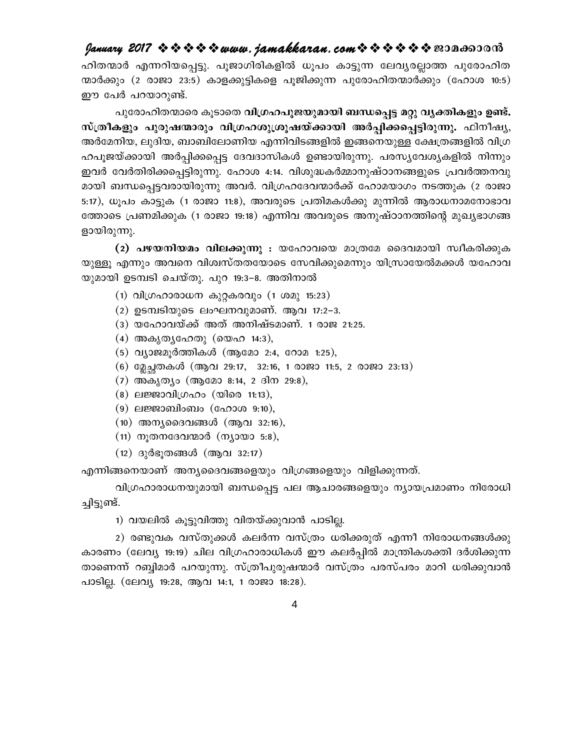ഹിതന്മാർ എന്നറിയപ്പെട്ടു. പൂജാഗിരികളിൽ ധൂപം കാട്ടുന്ന ലേവ്യരല്ലാത്ത പുരോഹിതന്മാർക്കും (2 രാജാ 23:5) കാളക്കുട്ടികളെ പൂജിക്കുന്ന പുരോഹിതന്മാർക്കും (ഹോശ 10:5) ഈ പേർ പറയാറുണ്ട്.

പുരോഹിതന്മാരെ കൂടാതെ **വിഗ്രഹപൂജയുമായി ബന്ധപ്പെട്ട മറ്റു വ്യക്തികളും ഉണ്ട്. സ്ത്രീകളും പുരുഷന്മാരും വിഗ്രഹശുശ്രൂഷയ്ക്കായി അർപ്പിക്കപ്പെട്ടിരുന്നു.** ഫിനീഷ്യ, അർമേനിയ, ലുദിയ, ബാബിലോണിയ എന്നിവിടങ്ങളിൽ ഇങ്ങനെയുള്ള ക്ഷേത്രങ്ങളിൽ വിഗ്രഹപൂജയ്ക്കായി അർപ്പിക്കപ്പെട്ട ദേവദാസികൾ ഉണ്ടായിരുന്നു. പരസ്യവേശ്യകളിൽ നിന്നും ഇവർ വേർതിരിക്കപ്പെട്ടിരുന്നു. ഹോശ 4:14. വിശുദ്ധകർമ്മാനുഷ്ഠാനങ്ങളുടെ പ്രവർത്തനവുമായി ബന്ധപ്പെട്ടവരായിരുന്നു അവർ. വിഗ്രഹദേവന്മാർക്ക് ഹോമയാഗം നടത്തുക (2 രാജാ 5:17), ധൂപം കാട്ടുക (1 രാജാ 11:8), അവരുടെ പ്രതിമകൾക്കു മുന്നിൽ ആരാധനാമനോഭാവത്തോടെ പ്രണമിക്കുക (1 രാജാ 19:18) എന്നിവ അവരുടെ അനുഷ്ഠാനത്തിന്റെ മുഖ്യഭാഗങ്ങളായിരുന്നു.

**(2) പഴയനിയമം വിലക്കുന്നു :** യഹോവയെ മാത്രമേ ദൈവമായി സ്വീകരിക്കുകയുള്ളൂ എന്നും അവനെ വിശ്വസ്തതയോടെ സേവിക്കുമെന്നും യിസ്രായേൽമക്കൾ യഹോവയുമായി ഉടമ്പടി ചെയ്തു. പുറ 19:3–8. അതിനാൽ

(1) വിഗ്രഹാരാധന കുറ്റകരവും (1 ശമു 15:23)
(2) ഉടമ്പടിയുടെ ലംഘനവുമാണ്. ആവ 17:2–3.
(3) യഹോവയ്ക്ക് അത് അനിഷ്ടമാണ്. 1 രാജ 21:25.
(4) അകൃത്യഹേതു (യെഹ 14:3),
(5) വ്യാജമൂർത്തികൾ (ആമോ 2:4, റോമ 1:25),
(6) മ്ലേച്ഛതകൾ (ആവ 29:17, 32:16, 1 രാജാ 11:5, 2 രാജാ 23:13)
(7) അകൃത്യം (ആമോ 8:14, 2 ദിന 29:8),
(8) ലജ്ജാവിഗ്രഹം (യിരെ 11:13),
(9) ലജ്ജാബിംബം (ഹോശ 9:10),
(10) അന്യദൈവങ്ങൾ (ആവ 32:16),
(11) നൂതനദേവന്മാർ (ന്യായാ 5:8),
(12) ദുർഭൂതങ്ങൾ (ആവ 32:17)

എന്നിങ്ങനെയാണ് അന്യദൈവങ്ങളെയും വിഗ്രങ്ങളെയും വിളിക്കുന്നത്.

വിഗ്രഹാരാധനയുമായി ബന്ധപ്പെട്ട പല ആചാരങ്ങളെയും ന്യായപ്രമാണം നിരോധിച്ചിട്ടുണ്ട്.

1) വയലിൽ കൂട്ടുവിത്തു വിതയ്ക്കുവാൻ പാടില്ല.

2) രണ്ടുവക വസ്തുക്കൾ കലർന്ന വസ്ത്രം ധരിക്കരുത് എന്നീ നിരോധനങ്ങൾക്കു കാരണം (ലേവ്യ 19:19) ചില വിഗ്രഹാരാധികൾ ഈ കലർപ്പിൽ മാന്ത്രികശക്തി ദർശിക്കുന്നതാണെന്ന് റബ്ബിമാർ പറയുന്നു. സ്ത്രീപുരുഷന്മാർ വസ്ത്രം പരസ്പരം മാറി ധരിക്കുവാൻ പാടില്ല. (ലേവ്യ 19:28, ആവ 14:1, 1 രാജാ 18:28).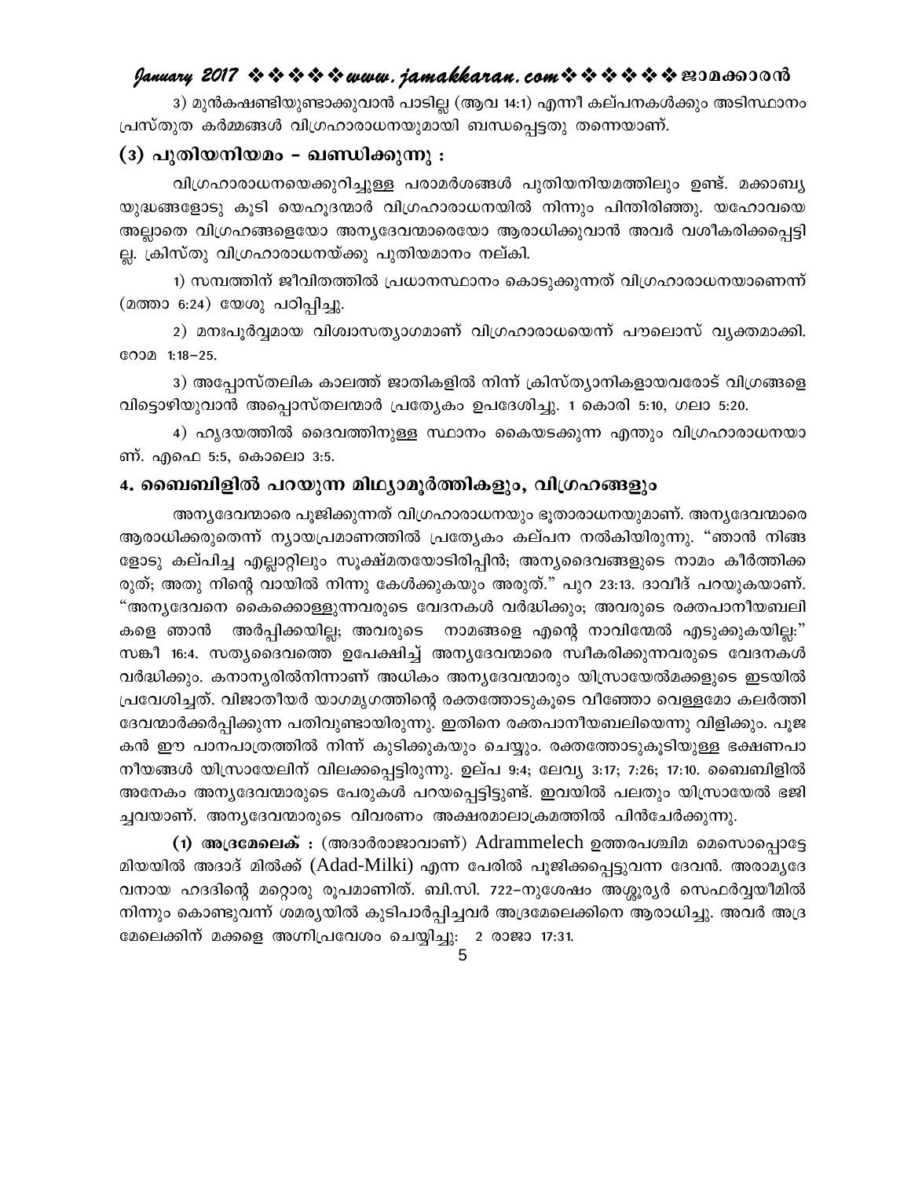3) മുൻകഷണ്ടിയുണ്ടാക്കുവാൻ പാടില്ല (ആവ 14:1) എന്നീ കല്പനകൾക്കും അടിസ്ഥാനം പ്രസ്തുത കർമ്മങ്ങൾ വിഗ്രഹാരാധനയുമായി ബന്ധപ്പെട്ടതു തന്നെയാണ്.

## (3) പുതിയനിയമം - ഖണ്ഡിക്കുന്നു :

വിഗ്രഹാരാധനയെക്കുറിച്ചുള്ള പരാമർശങ്ങൾ പുതിയനിയമത്തിലും ഉണ്ട്. മക്കാബ്യ യുദ്ധങ്ങളോടു കൂടി യെഹൂദന്മാർ വിഗ്രഹാരാധനയിൽ നിന്നും പിന്തിരിഞ്ഞു. യഹോവയെ അല്ലാതെ വിഗ്രഹങ്ങളെയോ അന്യദേവന്മാരെയോ ആരാധിക്കുവാൻ അവർ വശീകരിക്കപ്പെട്ടില്ല. ക്രിസ്തു വിഗ്രഹാരാധനയ്ക്കു പുതിയമാനം നല്കി.

1) സമ്പത്തിന് ജീവിതത്തിൽ പ്രധാനസ്ഥാനം കൊടുക്കുന്നത് വിഗ്രഹാരാധനയാണെന്ന് (മത്താ 6:24) യേശു പഠിപ്പിച്ചു.

2) മനഃപൂർവ്വമായ വിശ്വാസത്യാഗമാണ് വിഗ്രഹാരാധയെന്ന് പൗലൊസ് വ്യക്തമാക്കി. റോമ 1:18–25.

3) അപ്പോസ്തലിക കാലത്ത് ജാതികളിൽ നിന്ന് ക്രിസ്ത്യാനികളായവരോട് വിഗ്രങ്ങളെ വിട്ടൊഴിയുവാൻ അപ്പൊസ്തലന്മാർ പ്രത്യേകം ഉപദേശിച്ചു. 1 കൊരി 5:10, ഗലാ 5:20.

4) ഹൃദയത്തിൽ ദൈവത്തിനുള്ള സ്ഥാനം കൈയടക്കുന്ന എന്തും വിഗ്രഹാരാധനയാണ്. എഫെ 5:5, കൊലൊ 3:5.

## 4. ബൈബിളിൽ പറയുന്ന മിഥ്യാമൂർത്തികളും, വിഗ്രഹങ്ങളും

അന്യദേവന്മാരെ പൂജിക്കുന്നത് വിഗ്രഹാരാധനയും ഭൂതാരാധനയുമാണ്. അന്യദേവന്മാരെ ആരാധിക്കരുതെന്ന് ന്യായപ്രമാണത്തിൽ പ്രത്യേകം കല്പന നൽകിയിരുന്നു. "ഞാൻ നിങ്ങളോടു കല്പിച്ച എല്ലാറ്റിലും സൂക്ഷ്മതയോടിരിപ്പിൻ; അന്യദൈവങ്ങളുടെ നാമം കീർത്തിക്കരുത്; അതു നിന്റെ വായിൽ നിന്നു കേൾക്കുകയും അരുത്." പുറ 23:13. ദാവീദ് പറയുകയാണ്. "അന്യദേവനെ കൈക്കൊള്ളുന്നവരുടെ വേദനകൾ വർദ്ധിക്കും; അവരുടെ രക്തപാനീയബലികളെ ഞാൻ അർപ്പിക്കയില്ല; അവരുടെ നാമങ്ങളെ എന്റെ നാവിന്മേൽ എടുക്കുകയില്ല:" സങ്കീ 16:4. സത്യദൈവത്തെ ഉപേക്ഷിച്ച് അന്യദേവന്മാരെ സ്വീകരിക്കുന്നവരുടെ വേദനകൾ വർദ്ധിക്കും. കനാന്യരിൽനിന്നാണ് അധികം അന്യദേവന്മാരും യിസ്രായേൽമക്കളുടെ ഇടയിൽ പ്രവേശിച്ചത്. വിജാതീയർ യാഗമൃഗത്തിന്റെ രക്തത്തോടുകൂടെ വീഞ്ഞോ വെള്ളമോ കലർത്തി ദേവന്മാർക്കർപ്പിക്കുന്ന പതിവുണ്ടായിരുന്നു. ഇതിനെ രക്തപാനീയബലിയെന്നു വിളിക്കും. പൂജകൻ ഈ പാനപാത്രത്തിൽ നിന്ന് കുടിക്കുകയും ചെയ്യും. രക്തത്തോടുകൂടിയുള്ള ഭക്ഷണപാനീയങ്ങൾ യിസ്രായേലിന് വിലക്കപ്പെട്ടിരുന്നു. ഉല്പ 9:4; ലേവ്യ 3:17; 7:26; 17:10. ബൈബിളിൽ അനേകം അന്യദേവന്മാരുടെ പേരുകൾ പറയപ്പെട്ടിട്ടുണ്ട്. ഇവയിൽ പലതും യിസ്രായേൽ ഭജിച്ചവയാണ്. അന്യദേവന്മാരുടെ വിവരണം അക്ഷരമാലാക്രമത്തിൽ പിൻചേർക്കുന്നു.

**(1) അദ്രമേലെക് :** (അദാർരാജാവാണ്) Adrammelech ഉത്തരപശ്ചിമ മെസൊപ്പൊട്ടേമിയയിൽ അദാദ് മിൽക്ക് (Adad-Milki) എന്ന പേരിൽ പൂജിക്കപ്പെട്ടുവന്ന ദേവൻ. അരാമ്യദേവനായ ഹദദിന്റെ മറ്റൊരു രൂപമാണിത്. ബി.സി. 722–നുശേഷം അശ്ശൂര്യർ സെഫർവ്വയീമിൽ നിന്നും കൊണ്ടുവന്ന് ശമര്യയിൽ കുടിപാർപ്പിച്ചവർ അദ്രമേലെക്കിനെ ആരാധിച്ചു. അവർ അദ്രമേലെക്കിന് മക്കളെ അഗ്നിപ്രവേശം ചെയ്യിച്ചു: 2 രാജാ 17:31.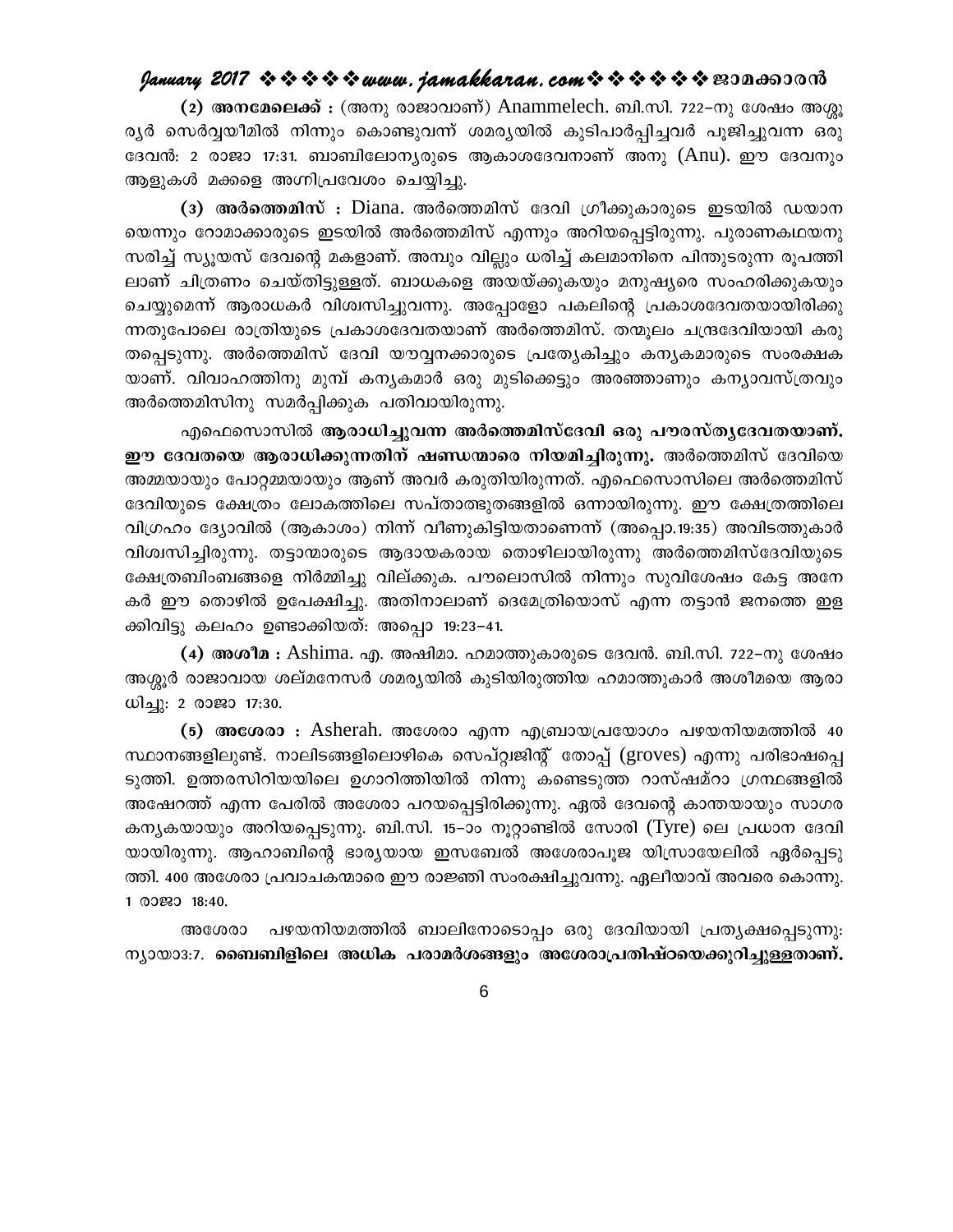**(2) അനമേലെക്ക് :** (അനു രാജാവാണ്) Anammelech. ബി.സി. 722–നു ശേഷം അശ്ശൂരൃർ സെർവ്വയീമിൽ നിന്നും കൊണ്ടുവന്ന് ശമരൃയിൽ കുടിപാർപ്പിച്ചവർ പൂജിച്ചുവന്ന ഒരു ദേവൻ: 2 രാജാ 17:31. ബാബിലോന്യരുടെ ആകാശദേവനാണ് അനു (Anu). ഈ ദേവനും ആളുകൾ മക്കളെ അഗ്നിപ്രവേശം ചെയ്യിച്ചു.

**(3) അർത്തെമിസ് :** Diana. അർത്തെമിസ് ദേവി ഗ്രീക്കുകാരുടെ ഇടയിൽ ഡയാനയെന്നും റോമാക്കാരുടെ ഇടയിൽ അർത്തെമിസ് എന്നും അറിയപ്പെട്ടിരുന്നു. പുരാണകഥയനുസരിച്ച് സ്യൂയസ് ദേവന്റെ മകളാണ്. അമ്പും വില്ലും ധരിച്ച് കലമാനിനെ പിന്തുടരുന്ന രൂപത്തിലാണ് ചിത്രണം ചെയ്തിട്ടുള്ളത്. ബാധകളെ അയയ്ക്കുകയും മനുഷ്യരെ സംഹരിക്കുകയും ചെയ്യുമെന്ന് ആരാധകർ വിശ്വസിച്ചുവന്നു. അപ്പോളോ പകലിന്റെ പ്രകാശദേവതയായിരിക്കുന്നതുപോലെ രാത്രിയുടെ പ്രകാശദേവതയാണ് അർത്തെമിസ്. തന്മൂലം ചന്ദ്രദേവിയായി കരുതപ്പെടുന്നു. അർത്തെമിസ് ദേവി യൗവ്വനക്കാരുടെ പ്രത്യേകിച്ചും കന്യകമാരുടെ സംരക്ഷകയാണ്. വിവാഹത്തിനു മുമ്പ് കന്യകമാർ ഒരു മുടിക്കെട്ടും അരഞ്ഞാണും കന്യാവസ്ത്രവും അർത്തെമിസിനു സമർപ്പിക്കുക പതിവായിരുന്നു.

എഫെസൊസിൽ **ആരാധിച്ചുവന്ന അർത്തെമിസ്ദേവി ഒരു പൗരസ്ത്യദേവതയാണ്. ഈ ദേവതയെ ആരാധിക്കുന്നതിന് ഷണ്ഡന്മാരെ നിയമിച്ചിരുന്നു.** അർത്തെമിസ് ദേവിയെ അമ്മയായും പോറ്റമ്മയായും ആണ് അവർ കരുതിയിരുന്നത്. എഫെസൊസിലെ അർത്തെമിസ് ദേവിയുടെ ക്ഷേത്രം ലോകത്തിലെ സപ്താത്ഭുതങ്ങളിൽ ഒന്നായിരുന്നു. ഈ ക്ഷേത്രത്തിലെ വിഗ്രഹം ദ്യോവിൽ (ആകാശം) നിന്ന് വീണുകിട്ടിയതാണെന്ന് (അപ്പൊ.19:35) അവിടത്തുകാർ വിശ്വസിച്ചിരുന്നു. തട്ടാന്മാരുടെ ആദായകരായ തൊഴിലായിരുന്നു അർത്തെമിസ്ദേവിയുടെ ക്ഷേത്രബിംബങ്ങളെ നിർമ്മിച്ചു വില്ക്കുക. പൗലൊസിൽ നിന്നും സുവിശേഷം കേട്ട അനേകർ ഈ തൊഴിൽ ഉപേക്ഷിച്ചു. അതിനാലാണ് ദെമേത്രിയൊസ് എന്ന തട്ടാൻ ജനത്തെ ഇളക്കിവിട്ടു കലഹം ഉണ്ടാക്കിയത്: അപ്പൊ 19:23–41.

**(4) അശീമ :** Ashima. എ. അഷിമാ. ഹമാത്തുകാരുടെ ദേവൻ. ബി.സി. 722–നു ശേഷം അശ്ശൂർ രാജാവായ ശല്മനേസർ ശമരൃയിൽ കുടിയിരുത്തിയ ഹമാത്തുകാർ അശീമയെ ആരാധിച്ചു: 2 രാജാ 17:30.

**(5) അശേരാ :** Asherah. അശേരാ എന്ന എബ്രായപ്രയോഗം പഴയനിയമത്തിൽ 40 സ്ഥാനങ്ങളിലുണ്ട്. നാലിടങ്ങളിലൊഴികെ സെപ്റ്റുജിന്റ് തോപ്പ് (groves) എന്നു പരിഭാഷപ്പെടുത്തി. ഉത്തരസിറിയയിലെ ഉഗാറിത്തിയിൽ നിന്നു കണ്ടെടുത്ത റാസ്ഷമ്റാ ഗ്രന്ഥങ്ങളിൽ അഷേറത്ത് എന്ന പേരിൽ അശേരാ പറയപ്പെട്ടിരിക്കുന്നു. ഏൽ ദേവന്റെ കാന്തയായും സാഗരകന്യകയായും അറിയപ്പെടുന്നു. ബി.സി. 15–ാം നൂറ്റാണ്ടിൽ സോരി (Tyre) ലെ പ്രധാന ദേവിയായിരുന്നു. ആഹാബിന്റെ ഭാര്യയായ ഇസബേൽ അശേരാപൂജ യിസ്രായേലിൽ ഏർപ്പെടുത്തി. 400 അശേരാ പ്രവാചകന്മാരെ ഈ രാജ്ഞി സംരക്ഷിച്ചുവന്നു. ഏലീയാവ് അവരെ കൊന്നു. 1 രാജാ 18:40.

അശേരാ പഴയനിയമത്തിൽ ബാലിനോടൊപ്പം ഒരു ദേവിയായി പ്രത്യക്ഷപ്പെടുന്നു: ന്യായാ3:7. **ബൈബിളിലെ അധിക പരാമർശങ്ങളും അശേരാപ്രതിഷ്ഠയെക്കുറിച്ചുള്ളതാണ്.**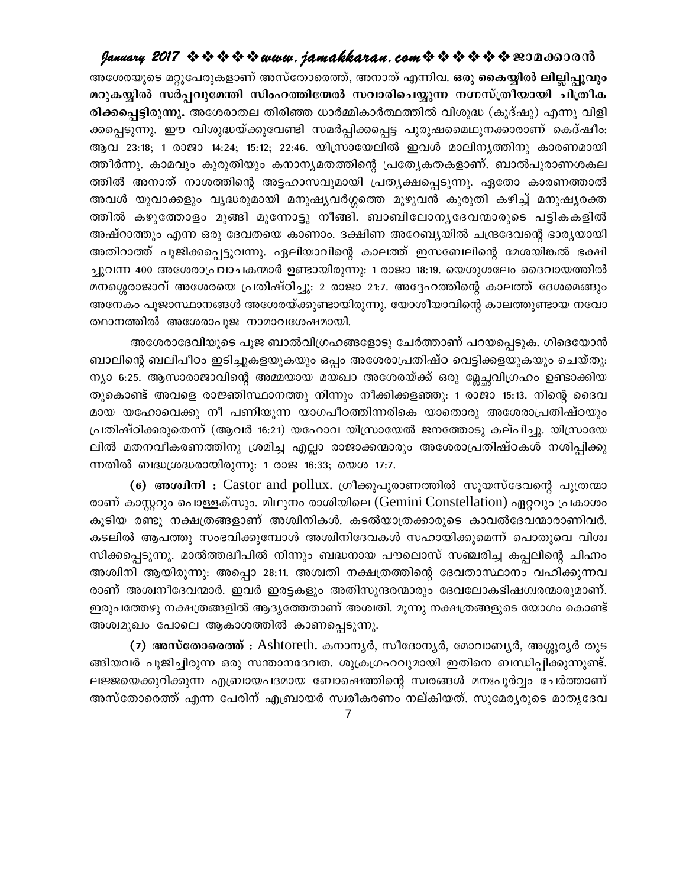അശേരയുടെ മറ്റുപേരുകളാണ് അസ്തോരെത്ത്, അനാത് എന്നിവ. **ഒരു കൈയ്യിൽ ലില്ലിപ്പൂവും മറുകയ്യിൽ സർപ്പവുമേന്തി സിംഹത്തിന്മേൽ സവാരിചെയ്യുന്ന നഗ്നസ്ത്രീയായി ചിത്രീകരിക്കപ്പെട്ടിരുന്നു.** അശേരാതല തിരിഞ്ഞ ധാർമ്മികാർത്ഥത്തിൽ വിശുദ്ധ (കുദ്ഷു) എന്നു വിളിക്കപ്പെടുന്നു. ഈ വിശുദ്ധയ്ക്കുവേണ്ടി സമർപ്പിക്കപ്പെട്ട പുരുഷമൈഥുനക്കാരാണ് കെദ്ഷീം: ആവ 23:18; 1 രാജാ 14:24; 15:12; 22:46. യിസ്രായേലിൽ ഇവൾ മാലിന്യത്തിനു കാരണമായി ത്തീർന്നു. കാമവും കുരുതിയും കനാന്യമതത്തിന്റെ പ്രത്യേകതകളാണ്. ബാൽപുരാണശകലത്തിൽ അനാത് നാശത്തിന്റെ അട്ടഹാസവുമായി പ്രത്യക്ഷപ്പെടുന്നു. ഏതോ കാരണത്താൽ അവൾ യുവാക്കളും വൃദ്ധരുമായി മനുഷ്യവർഗ്ഗത്തെ മുഴുവൻ കുരുതി കഴിച്ച് മനുഷ്യരക്തത്തിൽ കഴുത്തോളം മുങ്ങി മുന്നോട്ടു നീങ്ങി. ബാബിലോന്യദേവന്മാരുടെ പട്ടികകളിൽ അഷ്റാത്തും എന്ന ഒരു ദേവതയെ കാണാം. ദക്ഷിണ അറേബ്യയിൽ ചന്ദ്രദേവന്റെ ഭാര്യയായി അതിറാത്ത് പൂജിക്കപ്പെട്ടുവന്നു. ഏലിയാവിന്റെ കാലത്ത് ഇസബേലിന്റെ മേശയിങ്കൽ ഭക്ഷിച്ചുവന്ന 400 അശേരാപ്രവാചകന്മാർ ഉണ്ടായിരുന്നു: 1 രാജാ 18:19. യെരുശലേം ദൈവായത്തിൽ മനശ്ശെരാജാവ് അശേരയെ പ്രതിഷ്ഠിച്ചു: 2 രാജാ 21:7. അദ്ദേഹത്തിന്റെ കാലത്ത് ദേശമെങ്ങും അനേകം പൂജാസ്ഥാനങ്ങൾ അശേരയ്ക്കുണ്ടായിരുന്നു. യോശീയാവിന്റെ കാലത്തുണ്ടായ നവോത്ഥാനത്തിൽ അശേരാപൂജ നാമാവശേഷമായി.

അശേരാദേവിയുടെ പൂജ ബാൽവിഗ്രഹങ്ങളോടു ചേർത്താണ് പറയപ്പെടുക. ഗിദെയോൻ ബാലിന്റെ ബലിപീഠം ഇടിച്ചുകളയുകയും ഒപ്പം അശേരാപ്രതിഷ്ഠ വെട്ടിക്കളയുകയും ചെയ്തു: ന്യാ 6:25. ആസാരാജാവിന്റെ അമ്മയായ മയഖാ അശേരയ്ക്ക് ഒരു മ്ലേച്ഛവിഗ്രഹം ഉണ്ടാക്കിയതുകൊണ്ട് അവളെ രാജ്ഞിസ്ഥാനത്തു നിന്നും നീക്കിക്കളഞ്ഞു: 1 രാജാ 15:13. നിന്റെ ദൈവമായ യഹോവെക്കു നീ പണിയുന്ന യാഗപീഠത്തിന്നരികെ യാതൊരു അശേരാപ്രതിഷ്ഠയും പ്രതിഷ്ഠിക്കരുതെന്ന് (ആവർ 16:21) യഹോവ യിസ്രായേൽ ജനത്തോടു കല്പിച്ചു. യിസ്രായേലിൽ മതനവീകരണത്തിനു ശ്രമിച്ച എല്ലാ രാജാക്കന്മാരും അശേരാപ്രതിഷ്ഠകൾ നശിപ്പിക്കുന്നതിൽ ബദ്ധശ്രദ്ധരായിരുന്നു: 1 രാജ 16:33; യെശ 17:7.

**(6) അശ്വിനി :** Castor and pollux. ഗ്രീക്കുപുരാണത്തിൽ സൂയസ്ദേവന്റെ പുത്രന്മാരാണ് കാസ്റ്ററും പൊള്ളക്സും. മിഥുനം രാശിയിലെ (Gemini Constellation) ഏറ്റവും പ്രകാശം കൂടിയ രണ്ടു നക്ഷത്രങ്ങളാണ് അശ്വിനികൾ. കടൽയാത്രക്കാരുടെ കാവൽദേവന്മാരാണിവർ. കടലിൽ ആപത്തു സംഭവിക്കുമ്പോൾ അശ്വിനിദേവകൾ സഹായിക്കുമെന്ന് പൊതുവെ വിശ്വസിക്കപ്പെടുന്നു. മാൽത്തദ്വീപിൽ നിന്നും ബദ്ധനായ പൗലൊസ് സഞ്ചരിച്ച കപ്പലിന്റെ ചിഹ്നം അശ്വിനി ആയിരുന്നു: അപ്പൊ 28:11. അശ്വതി നക്ഷത്രത്തിന്റെ ദേവതാസ്ഥാനം വഹിക്കുന്നവരാണ് അശ്വനീദേവന്മാർ. ഇവർ ഇരട്ടകളും അതിസുന്ദരന്മാരും ദേവലോകഭിഷഗ്വരന്മാരുമാണ്. ഇരുപത്തേഴു നക്ഷത്രങ്ങളിൽ ആദ്യത്തേതാണ് അശ്വതി. മൂന്നു നക്ഷത്രങ്ങളുടെ യോഗം കൊണ്ട് അശ്വമുഖം പോലെ ആകാശത്തിൽ കാണപ്പെടുന്നു.

**(7) അസ്തോരെത്ത് :** Ashtoreth. കനാന്യർ, സീദോന്യർ, മോവാബ്യർ, അശ്ശൂര്യർ തുടങ്ങിയവർ പൂജിച്ചിരുന്ന ഒരു സന്താനദേവത. ശുക്രഗ്രഹവുമായി ഇതിനെ ബന്ധിപ്പിക്കുന്നുണ്ട്. ലജ്ജയെക്കുറിക്കുന്ന എബ്രായപദമായ ബോഷെത്തിന്റെ സ്വരങ്ങൾ മനഃപൂർവ്വം ചേർത്താണ് അസ്തോരെത്ത് എന്ന പേരിന് എബ്രായർ സ്വരീകരണം നല്കിയത്. സുമേര്യരുടെ മാതൃദേവ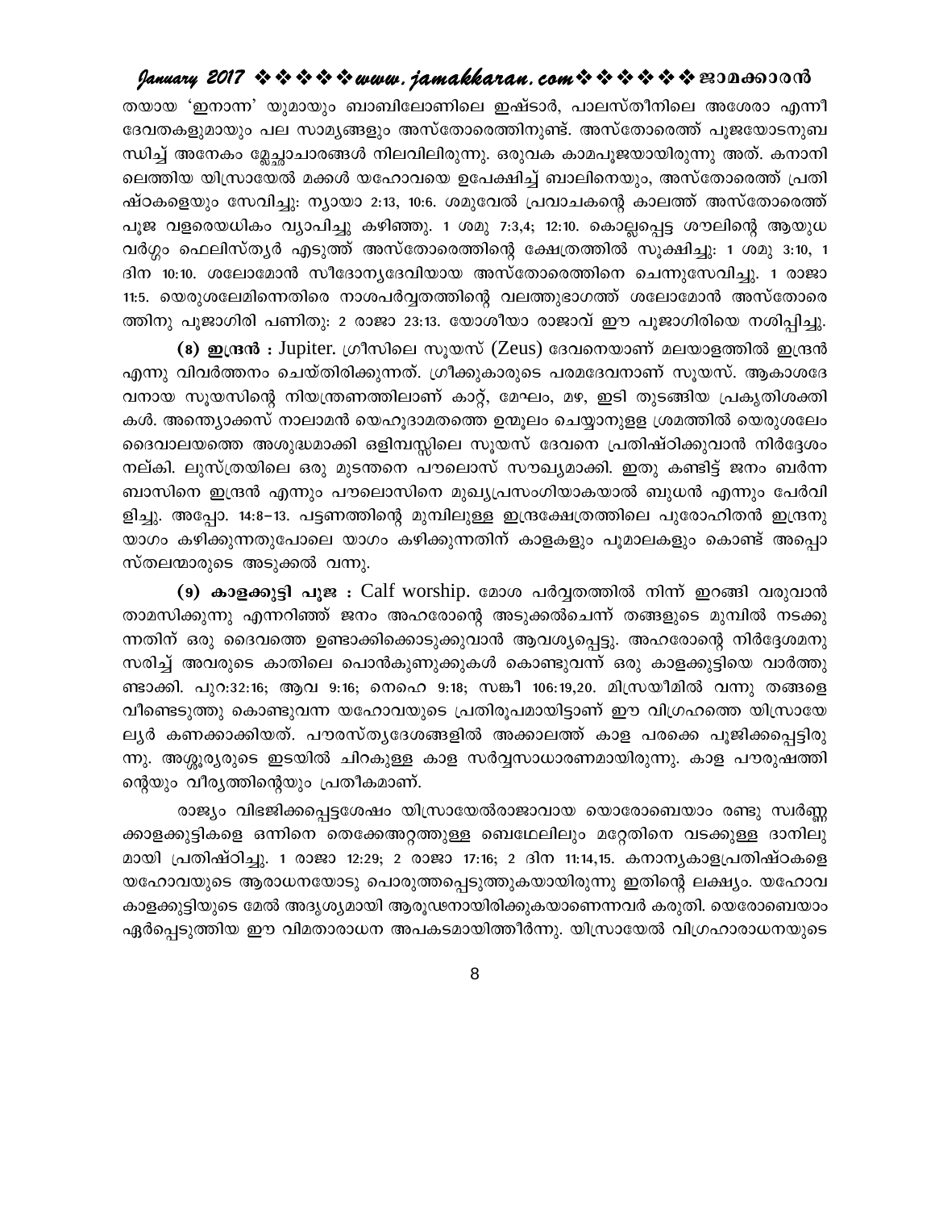തയായ 'ഇനാന്ന' യുമായും ബാബിലോണിലെ ഇഷ്ടാർ, പാലസ്തീനിലെ അശേരാ എന്നീ ദേവതകളുമായും പല സാമ്യങ്ങളും അസ്തോരെത്തിനുണ്ട്. അസ്തോരെത്ത് പൂജയോടനുബന്ധിച്ച് അനേകം മ്ലേച്ഛാചാരങ്ങൾ നിലവിലിരുന്നു. ഒരുവക കാമപൂജയായിരുന്നു അത്. കനാനിലെത്തിയ യിസ്രായേൽ മക്കൾ യഹോവയെ ഉപേക്ഷിച്ച് ബാലിനെയും, അസ്തോരെത്ത് പ്രതിഷ്ഠകളെയും സേവിച്ചു: ന്യായാ 2:13, 10:6. ശമുവേൽ പ്രവാചകന്റെ കാലത്ത് അസ്തോരെത്ത് പൂജ വളരെയധികം വ്യാപിച്ചു കഴിഞ്ഞു. 1 ശമു 7:3,4; 12:10. കൊല്ലപ്പെട്ട ശൗലിന്റെ ആയുധവർഗ്ഗം ഫെലിസ്ത്യർ എടുത്ത് അസ്തോരെത്തിന്റെ ക്ഷേത്രത്തിൽ സൂക്ഷിച്ചു: 1 ശമു 3:10, 1 ദിന 10:10. ശലോമോൻ സീദോന്യദേവിയായ അസ്തോരെത്തിനെ ചെന്നുസേവിച്ചു. 1 രാജാ 11:5. യെരുശലേമിന്നെതിരെ നാശപർവ്വതത്തിന്റെ വലത്തുഭാഗത്ത് ശലോമോൻ അസ്തോരെത്തിനു പൂജാഗിരി പണിതു: 2 രാജാ 23:13. യോശീയാ രാജാവ് ഈ പൂജാഗിരിയെ നശിപ്പിച്ചു.

**(8) ഇന്ദ്രൻ :** Jupiter. ഗ്രീസിലെ സൂയസ് (Zeus) ദേവനെയാണ് മലയാളത്തിൽ ഇന്ദ്രൻ എന്നു വിവർത്തനം ചെയ്തിരിക്കുന്നത്. ഗ്രീക്കുകാരുടെ പരമദേവനാണ് സൂയസ്. ആകാശദേവനായ സൂയസിന്റെ നിയന്ത്രണത്തിലാണ് കാറ്റ്, മേഘം, മഴ, ഇടി തുടങ്ങിയ പ്രകൃതിശക്തികൾ. അന്ത്യോക്കസ് നാലാമൻ യെഹൂദാമതത്തെ ഉന്മൂലം ചെയ്യാനുള്ള ശ്രമത്തിൽ യെരുശലേം ദൈവാലയത്തെ അശുദ്ധമാക്കി ഒളിമ്പസ്സിലെ സൂയസ് ദേവനെ പ്രതിഷ്ഠിക്കുവാൻ നിർദ്ദേശം നല്കി. ലുസ്ത്രയിലെ ഒരു മുടന്തനെ പൗലൊസ് സൗഖ്യമാക്കി. ഇതു കണ്ടിട്ട് ജനം ബർന്നബാസിനെ ഇന്ദ്രൻ എന്നും പൗലൊസിനെ മുഖ്യപ്രസംഗിയാകയാൽ ബുധൻ എന്നും പേർവിളിച്ചു. അപ്പോ. 14:8–13. പട്ടണത്തിന്റെ മുമ്പിലുള്ള ഇന്ദ്രക്ഷേത്രത്തിലെ പുരോഹിതൻ ഇന്ദ്രനു യാഗം കഴിക്കുന്നതുപോലെ യാഗം കഴിക്കുന്നതിന് കാളകളും പൂമാലകളും കൊണ്ട് അപ്പൊസ്തലന്മാരുടെ അടുക്കൽ വന്നു.

**(9) കാളക്കുട്ടി പൂജ :** Calf worship. മോശ പർവ്വതത്തിൽ നിന്ന് ഇറങ്ങി വരുവാൻ താമസിക്കുന്നു എന്നറിഞ്ഞ് ജനം അഹരോന്റെ അടുക്കൽചെന്ന് തങ്ങളുടെ മുമ്പിൽ നടക്കുന്നതിന് ഒരു ദൈവത്തെ ഉണ്ടാക്കിക്കൊടുക്കുവാൻ ആവശ്യപ്പെട്ടു. അഹരോന്റെ നിർദ്ദേശമനുസരിച്ച് അവരുടെ കാതിലെ പൊൻകുണുക്കുകൾ കൊണ്ടുവന്ന് ഒരു കാളക്കുട്ടിയെ വാർത്തുണ്ടാക്കി. പുറ:32:16; ആവ 9:16; നെഹെ 9:18; സങ്കീ 106:19,20. മിസ്രയീമിൽ വന്നു തങ്ങളെ വീണ്ടെടുത്തു കൊണ്ടുവന്ന യഹോവയുടെ പ്രതിരൂപമായിട്ടാണ് ഈ വിഗ്രഹത്തെ യിസ്രായേല്യർ കണക്കാക്കിയത്. പൗരസ്ത്യദേശങ്ങളിൽ അക്കാലത്ത് കാള പരക്കെ പൂജിക്കപ്പെട്ടിരുന്നു. അശ്ശൂര്യരുടെ ഇടയിൽ ചിറകുള്ള കാള സർവ്വസാധാരണമായിരുന്നു. കാള പൗരുഷത്തിന്റെയും വീര്യത്തിന്റെയും പ്രതീകമാണ്.

രാജ്യം വിഭജിക്കപ്പെട്ടശേഷം യിസ്രായേൽരാജാവായ യൊരോബെയാം രണ്ടു സ്വർണ്ണക്കാളക്കുട്ടികളെ ഒന്നിനെ തെക്കേഅറ്റത്തുള്ള ബെഥേലിലും മറ്റേതിനെ വടക്കുള്ള ദാനിലുമായി പ്രതിഷ്ഠിച്ചു. 1 രാജാ 12:29; 2 രാജാ 17:16; 2 ദിന 11:14,15. കനാന്യകാളപ്രതിഷ്ഠകളെ യഹോവയുടെ ആരാധനയോടു പൊരുത്തപ്പെടുത്തുകയായിരുന്നു ഇതിന്റെ ലക്ഷ്യം. യഹോവ കാളക്കുട്ടിയുടെ മേൽ അദൃശ്യമായി ആരൂഢനായിരിക്കുകയാണെന്നവർ കരുതി. യെരോബെയാം ഏർപ്പെടുത്തിയ ഈ വിമതാരാധന അപകടമായിത്തീർന്നു. യിസ്രായേൽ വിഗ്രഹാരാധനയുടെ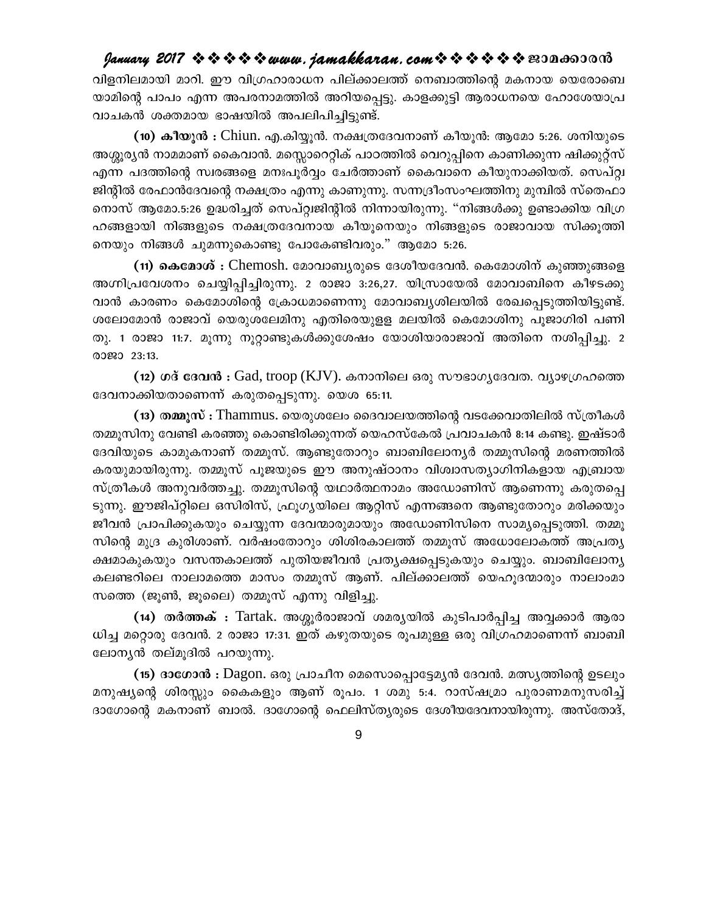വിളനിലമായി മാറി. ഈ വിഗ്രഹാരാധന പില്ക്കാലത്ത് നെബാത്തിന്റെ മകനായ യെരോബെയാമിന്റെ പാപം എന്ന അപരനാമത്തിൽ അറിയപ്പെട്ടു. കാളക്കുട്ടി ആരാധനയെ ഹോശേയാപ്രവാചകൻ ശക്തമായ ഭാഷയിൽ അപലപിച്ചിട്ടുണ്ട്.

**(10) കീയൂൻ :** Chiun. എ.കിയ്യൂൻ. നക്ഷത്രദേവനാണ് കീയൂൻ: ആമോ 5:26. ശനിയുടെ അശ്ശൂര്യൻ നാമമാണ് കൈവാൻ. മസ്സോറെറ്റിക് പാഠത്തിൽ വെറുപ്പിനെ കാണിക്കുന്ന ഷിക്കുറ്റ്സ് എന്ന പദത്തിന്റെ സ്വരങ്ങളെ മനഃപൂർവ്വം ചേർത്താണ് കൈവാനെ കീയൂനാക്കിയത്. സെപ്റ്റ്വജിന്റിൽ രേഫാൻദേവന്റെ നക്ഷത്രം എന്നു കാണുന്നു. സന്നദ്രീംസംഘത്തിനു മുമ്പിൽ സ്തെഫാനൊസ് ആമോ.5:26 ഉദ്ധരിച്ചത് സെപ്റ്റ്വജിന്റിൽ നിന്നായിരുന്നു. "നിങ്ങൾക്കു ഉണ്ടാക്കിയ വിഗ്രഹങ്ങളായി നിങ്ങളുടെ നക്ഷത്രദേവനായ കീയൂനെയും നിങ്ങളുടെ രാജാവായ സിക്കൂത്തിനെയും നിങ്ങൾ ചുമന്നുകൊണ്ടു പോകേണ്ടിവരും." ആമോ 5:26.

**(11) കെമോശ് :** Chemosh. മോവാബ്യരുടെ ദേശീയദേവൻ. കെമോശിന് കുഞ്ഞുങ്ങളെ അഗ്നിപ്രവേശനം ചെയ്യിപ്പിച്ചിരുന്നു. 2 രാജാ 3:26,27. യിസ്രായേൽ മോവാബിനെ കീഴടക്കുവാൻ കാരണം കെമോശിന്റെ ക്രോധമാണെന്നു മോവാബ്യശിലയിൽ രേഖപ്പെടുത്തിയിട്ടുണ്ട്. ശലോമോൻ രാജാവ് യെരുശലേമിനു എതിരെയുള്ള മലയിൽ കെമോശിനു പൂജാഗിരി പണിതു. 1 രാജാ 11:7. മൂന്നു നൂറ്റാണ്ടുകൾക്കുശേഷം യോശിയാരാജാവ് അതിനെ നശിപ്പിച്ചു. 2 രാജാ 23:13.

**(12) ഗദ് ദേവൻ :** Gad, troop (KJV). കനാനിലെ ഒരു സൗഭാഗ്യദേവത. വ്യാഴഗ്രഹത്തെ ദേവനാക്കിയതാണെന്ന് കരുതപ്പെടുന്നു. യെശ 65:11.

**(13) തമ്മൂസ് :** Thammus. യെരുശലേം ദൈവാലയത്തിന്റെ വടക്കേവാതിലിൽ സ്ത്രീകൾ തമ്മൂസിനു വേണ്ടി കരഞ്ഞു കൊണ്ടിരിക്കുന്നത് യെഹസ്കേൽ പ്രവാചകൻ 8:14 കണ്ടു. ഇഷ്ടാർ ദേവിയുടെ കാമുകനാണ് തമ്മൂസ്. ആണ്ടുതോറും ബാബിലോന്യർ തമ്മൂസിന്റെ മരണത്തിൽ കരയുമായിരുന്നു. തമ്മൂസ് പൂജയുടെ ഈ അനുഷ്ഠാനം വിശ്വാസത്യാഗിനികളായ എബ്രായസ്ത്രീകൾ അനുവർത്തച്ചു. തമ്മൂസിന്റെ യഥാർത്ഥനാമം അഡോണിസ് ആണെന്നു കരുതപ്പെടുന്നു. ഈജിപ്റ്റിലെ ഒസിരിസ്, ഫ്രൂഗ്യയിലെ ആറ്റിസ് എന്നങ്ങനെ ആണ്ടുതോറും മരിക്കയും ജീവൻ പ്രാപിക്കുകയും ചെയ്യുന്ന ദേവന്മാരുമായും അഡോണിസിനെ സാമ്യപ്പെടുത്തി. തമ്മൂസിന്റെ മുദ്ര കുരിശാണ്. വർഷംതോറും ശിശിരകാലത്ത് തമ്മൂസ് അധോലോകത്ത് അപ്രത്യക്ഷമാകുകയും വസന്തകാലത്ത് പുതിയജീവൻ പ്രത്യക്ഷപ്പെടുകയും ചെയ്യും. ബാബിലോന്യ കലണ്ടറിലെ നാലാമത്തെ മാസം തമ്മൂസ് ആണ്. പില്ക്കാലത്ത് യെഹൂദന്മാരും നാലാംമാസത്തെ (ജൂൺ, ജൂലൈ) തമ്മൂസ് എന്നു വിളിച്ചു.

**(14) തർത്തക് :** Tartak. അശ്ശൂർരാജാവ് ശമര്യയിൽ കുടിപാർപ്പിച്ച അവ്വക്കാർ ആരാധിച്ച മറ്റൊരു ദേവൻ. 2 രാജാ 17:31. ഇത് കഴുതയുടെ രൂപമുള്ള ഒരു വിഗ്രഹമാണെന്ന് ബാബിലോന്യൻ തല്മൂദിൽ പറയുന്നു.

**(15) ദാഗോൻ :** Dagon. ഒരു പ്രാചീന മെസൊപ്പൊട്ടേമ്യൻ ദേവൻ. മത്സ്യത്തിന്റെ ഉടലും മനുഷ്യന്റെ ശിരസ്സും കൈകളും ആണ് രൂപം. 1 ശമു 5:4. റാസ്ഷമ്രാ പുരാണമനുസരിച്ച് ദാഗോന്റെ മകനാണ് ബാൽ. ദാഗോന്റെ ഫെലിസ്ത്യരുടെ ദേശീയദേവനായിരുന്നു. അസ്തോദ്,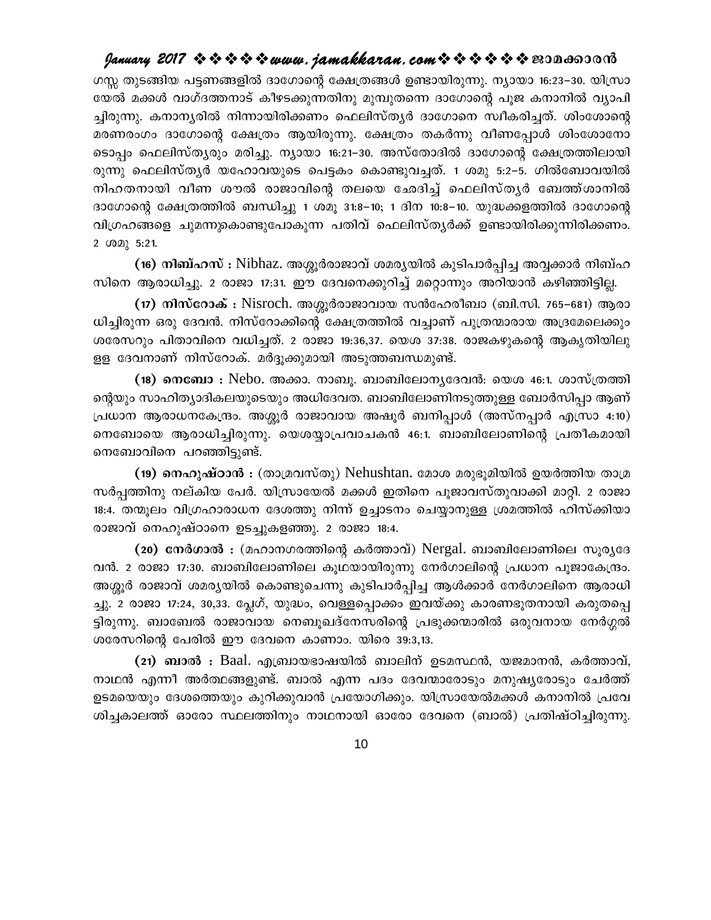ഗസ്സ തുടങ്ങിയ പട്ടണങ്ങളിൽ ദാഗോന്റെ ക്ഷേത്രങ്ങൾ ഉണ്ടായിരുന്നു. ന്യായാ 16:23–30. യിസ്രായേൽ മക്കൾ വാഗ്ദത്തനാട് കീഴടക്കുന്നതിനു മുമ്പുതന്നെ ദാഗോന്റെ പൂജ കനാനിൽ വ്യാപിച്ചിരുന്നു. കനാന്യരിൽ നിന്നായിരിക്കണം ഫെലിസ്ത്യർ ദാഗോനെ സ്വീകരിച്ചത്. ശിംശോന്റെ മരണരംഗം ദാഗോന്റെ ക്ഷേത്രം ആയിരുന്നു. ക്ഷേത്രം തകർന്നു വീണപ്പോൾ ശിംശോനോടൊപ്പം ഫെലിസ്ത്യരും മരിച്ചു. ന്യായാ 16:21–30. അസ്തോദിൽ ദാഗോന്റെ ക്ഷേത്രത്തിലായിരുന്നു ഫെലിസ്ത്യർ യഹോവയുടെ പെട്ടകം കൊണ്ടുവച്ചത്. 1 ശമു 5:2–5. ഗിൽബോവയിൽ നിഹതനായി വീണ ശൗൽ രാജാവിന്റെ തലയെ ഛേദിച്ച് ഫെലിസ്ത്യർ ബേത്ത്ശാനിൽ ദാഗോന്റെ ക്ഷേത്രത്തിൽ ബന്ധിച്ചു 1 ശമൂ 31:8–10; 1 ദിന 10:8–10. യുദ്ധക്കളത്തിൽ ദാഗോന്റെ വിഗ്രഹങ്ങളെ ചുമന്നുകൊണ്ടുപോകുന്ന പതിവ് ഫെലിസ്ത്യർക്ക് ഉണ്ടായിരിക്കുന്നിരിക്കണം. 2 ശമു 5:21.

**(16) നിബ്ഹസ് :** Nibhaz. അശ്ശൂർരാജാവ് ശമര്യയിൽ കുടിപാർപ്പിച്ച അവ്വക്കാർ നിബ്ഹസിനെ ആരാധിച്ചു. 2 രാജാ 17:31. ഈ ദേവനെക്കുറിച്ച് മറ്റൊന്നും അറിയാൻ കഴിഞ്ഞിട്ടില്ല.

**(17) നിസ്റോക് :** Nisroch. അശ്ശൂർരാജാവായ സൻഹേരീബാ (ബി.സി. 765–681) ആരാധിച്ചിരുന്ന ഒരു ദേവൻ. നിസ്റോക്കിന്റെ ക്ഷേത്രത്തിൽ വച്ചാണ് പുത്രന്മാരായ അദ്രമേലെക്കും ശരേസറും പിതാവിനെ വധിച്ചത്. 2 രാജാ 19:36,37. യെശ 37:38. രാജകഴുകന്റെ ആകൃതിയിലുള്ള ദേവനാണ് നിസ്റോക്. മർദ്ദൂക്കുമായി അടുത്തബന്ധമുണ്ട്.

**(18) നെബോ :** Nebo. അക്കാ. നാബൂ. ബാബിലോന്യദേവൻ: യെശ 46:1. ശാസ്ത്രത്തിന്റെയും സാഹിത്യാദികലയുടെയും അധിദേവത. ബാബിലോണിനടുത്തുള്ള ബോർസിപ്പാ ആണ് പ്രധാന ആരാധനകേന്ദ്രം. അശ്ശൂർ രാജാവായ അഷൂർ ബനിപ്പാൾ (അസ്നപ്പാർ എസ്രാ 4:10) നെബോയെ ആരാധിച്ചിരുന്നു. യെശയ്യാപ്രവാചകൻ 46:1. ബാബിലോണിന്റെ പ്രതീകമായി നെബോവിനെ പറഞ്ഞിട്ടുണ്ട്.

**(19) നെഹുഷ്ഠാൻ :** (താമ്രവസ്തു) Nehushtan. മോശ മരുഭൂമിയിൽ ഉയർത്തിയ താമ്രസർപ്പത്തിനു നല്കിയ പേര്. യിസ്രായേൽ മക്കൾ ഇതിനെ പൂജാവസ്തുവാക്കി മാറ്റി. 2 രാജാ 18:4. തന്മൂലം വിഗ്രഹാരാധന ദേശത്തു നിന്ന് ഉച്ചാടനം ചെയ്യാനുള്ള ശ്രമത്തിൽ ഹിസ്ക്കിയാ രാജാവ് നെഹുഷ്ഠാനെ ഉടച്ചുകളഞ്ഞു. 2 രാജാ 18:4.

**(20) നേർഗാൽ :** (മഹാനഗരത്തിന്റെ കർത്താവ്) Nergal. ബാബിലോണിലെ സൂര്യദേവൻ. 2 രാജാ 17:30. ബാബിലോണിലെ കൂഥയായിരുന്നു നേർഗാലിന്റെ പ്രധാന പൂജാകേന്ദ്രം. അശ്ശൂർ രാജാവ് ശമര്യയിൽ കൊണ്ടുചെന്നു കുടിപാർപ്പിച്ച ആൾക്കാർ നേർഗാലിനെ ആരാധിച്ചു. 2 രാജാ 17:24, 30,33. പ്ലേഗ്, യുദ്ധം, വെള്ളപ്പൊക്കം ഇവയ്ക്കു കാരണഭൂതനായി കരുതപ്പെട്ടിരുന്നു. ബാബേൽ രാജാവായ നെബൂഖദ്നേസരിന്റെ പ്രഭുക്കന്മാരിൽ ഒരുവനായ നേർഗ്ഗൽ ശരേസറിന്റെ പേരിൽ ഈ ദേവനെ കാണാം. യിരെ 39:3,13.

**(21) ബാൽ :** Baal. എബ്രായഭാഷയിൽ ബാലിന് ഉടമസ്ഥൻ, യജമാനൻ, കർത്താവ്, നാഥൻ എന്നീ അർത്ഥങ്ങളുണ്ട്. ബാൽ എന്ന പദം ദേവന്മാരോടും മനുഷ്യരോടും ചേർത്ത് ഉടമയെയും ദേശത്തെയും കുറിക്കുവാൻ പ്രയോഗിക്കും. യിസ്രായേൽമക്കൾ കനാനിൽ പ്രവേശിച്ചകാലത്ത് ഓരോ സ്ഥലത്തിനും നാഥനായി ഓരോ ദേവനെ (ബാൽ) പ്രതിഷ്ഠിച്ചിരുന്നു.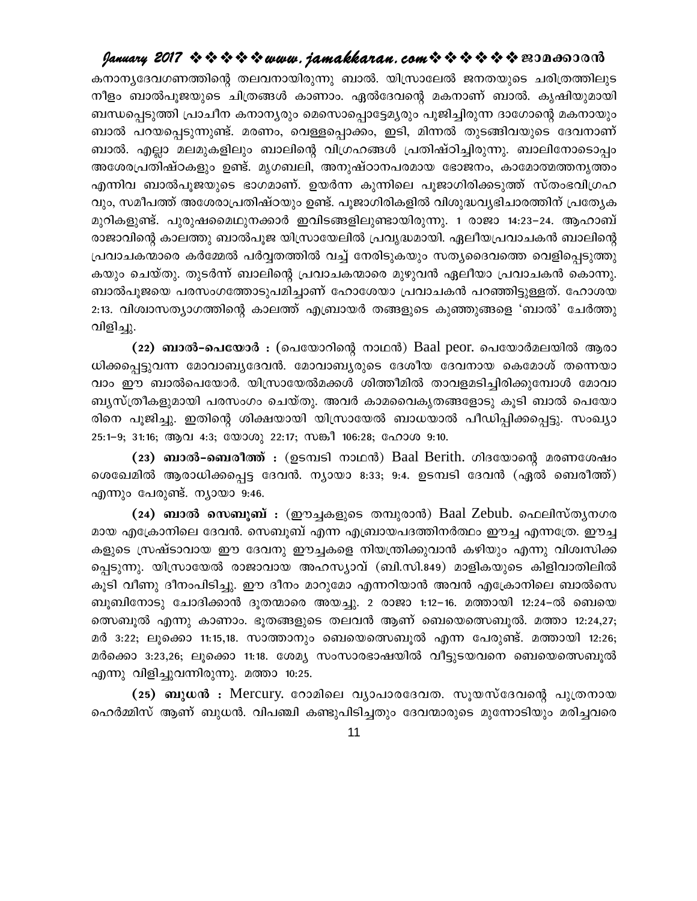കനാന്യദേവഗണത്തിന്റെ തലവനായിരുന്നു ബാൽ. യിസ്രായേൽ ജനതയുടെ ചരിത്രത്തിലുട നീളം ബാൽപൂജയുടെ ചിത്രങ്ങൾ കാണാം. ഏൽദേവന്റെ മകനാണ് ബാൽ. കൃഷിയുമായി ബന്ധപ്പെടുത്തി പ്രാചീന കനാന്യരും മെസൊപ്പൊട്ടേമ്യരും പൂജിച്ചിരുന്ന ദാഗോന്റെ മകനായും ബാൽ പറയപ്പെടുന്നുണ്ട്. മരണം, വെള്ളപ്പൊക്കം, ഇടി, മിന്നൽ തുടങ്ങിവയുടെ ദേവനാണ് ബാൽ. എല്ലാ മലമുകളിലും ബാലിന്റെ വിഗ്രഹങ്ങൾ പ്രതിഷ്ഠിച്ചിരുന്നു. ബാലിനോടൊപ്പം അശേരപ്രതിഷ്ഠകളും ഉണ്ട്. മൃഗബലി, അനുഷ്ഠാനപരമായ ഭോജനം, കാമോത്മത്തനൃത്തം എന്നിവ ബാൽപൂജയുടെ ഭാഗമാണ്. ഉയർന്ന കുന്നിലെ പൂജാഗിരിക്കടുത്ത് സ്തംഭവിഗ്രഹ വും, സമീപത്ത് അശേരാപ്രതിഷ്ഠയും ഉണ്ട്. പൂജാഗിരികളിൽ വിശുദ്ധവ്യഭിചാരത്തിന് പ്രത്യേക മുറികളുണ്ട്. പുരുഷമൈഥുനക്കാർ ഇവിടങ്ങളിലുണ്ടായിരുന്നു. 1 രാജാ 14:23–24. ആഹാബ് രാജാവിന്റെ കാലത്തു ബാൽപൂജ യിസ്രായേലിൽ പ്രവൃദ്ധമായി. ഏലീയപ്രവാചകൻ ബാലിന്റെ പ്രവാചകന്മാരെ കർമ്മേൽ പർവ്വതത്തിൽ വച്ച് നേരിടുകയും സത്യദൈവത്തെ വെളിപ്പെടുത്തു കയും ചെയ്തു. തുടർന്ന് ബാലിന്റെ പ്രവാചകന്മാരെ മുഴുവൻ ഏലീയാ പ്രവാചകൻ കൊന്നു. ബാൽപൂജയെ പരസംഗത്തോടുപമിച്ചാണ് ഹോശേയാ പ്രവാചകൻ പറഞ്ഞിട്ടുള്ളത്. ഹോശയ 2:13. വിശ്വാസത്യാഗത്തിന്റെ കാലത്ത് എബ്രായർ തങ്ങളുടെ കുഞ്ഞുങ്ങളെ 'ബാൽ' ചേർത്തു വിളിച്ചു.

**(22) ബാൽ-പെയോർ :** (പെയോറിന്റെ നാഥൻ) Baal peor. പെയോർമലയിൽ ആരാ ധിക്കപ്പെട്ടുവന്ന മോവാബ്യദേവൻ. മോവാബ്യരുടെ ദേശീയ ദേവനായ കെമോശ് തന്നെയാ വാം ഈ ബാൽപെയോർ. യിസ്രായേൽമക്കൾ ശിത്തീമിൽ താവളമടിച്ചിരിക്കുമ്പോൾ മോവാ ബ്യസ്ത്രീകളുമായി പരസംഗം ചെയ്തു. അവർ കാമവൈകൃതങ്ങളോടു കൂടി ബാൽ പെയോ രിനെ പൂജിച്ചു. ഇതിന്റെ ശിക്ഷയായി യിസ്രായേൽ ബാധയാൽ പീഡിപ്പിക്കപ്പെട്ടു. സംഖ്യാ 25:1–9; 31:16; ആവ 4:3; യോശു 22:17; സങ്കീ 106:28; ഹോശ 9:10.

**(23) ബാൽ-ബെരീത്ത് :** (ഉടമ്പടി നാഥൻ) Baal Berith. ഗിദയോന്റെ മരണശേഷം ശെഖേമിൽ ആരാധിക്കപ്പെട്ട ദേവൻ. ന്യായാ 8:33; 9:4. ഉടമ്പടി ദേവൻ (ഏൽ ബെരീത്ത്) എന്നും പേരുണ്ട്. ന്യായാ 9:46.

**(24) ബാൽ സെബൂബ് :** (ഈച്ചകളുടെ തമ്പുരാൻ) Baal Zebub. ഫെലിസ്ത്യനഗര മായ എക്രോനിലെ ദേവൻ. സെബൂബ് എന്ന എബ്രായപദത്തിനർത്ഥം ഈച്ച എന്നത്രേ. ഈച്ച കളുടെ സ്രഷ്ടാവായ ഈ ദേവനു ഈച്ചകളെ നിയന്ത്രിക്കുവാൻ കഴിയും എന്നു വിശ്വസിക്ക പ്പെടുന്നു. യിസ്രായേൽ രാജാവായ അഹസ്യാവ് (ബി.സി.849) മാളികയുടെ കിളിവാതിലിൽ കൂടി വീണു ദീനംപിടിച്ചു. ഈ ദീനം മാറുമോ എന്നറിയാൻ അവൻ എക്രോനിലെ ബാൽസെ ബൂബിനോടു ചോദിക്കാൻ ദൂതന്മാരെ അയച്ചു. 2 രാജാ 1:12–16. മത്തായി 12:24–ൽ ബെയെ ത്സെബൂൽ എന്നു കാണാം. ഭൂതങ്ങളുടെ തലവൻ ആണ് ബെയെത്സെബൂൽ. മത്താ 12:24,27; മർ 3:22; ലൂക്കൊ 11:15,18. സാത്താനും ബെയെത്സെബൂൽ എന്ന പേരുണ്ട്. മത്തായി 12:26; മർക്കൊ 3:23,26; ലൂക്കൊ 11:18. ശേമ്യ സംസാരഭാഷയിൽ വീട്ടുടയവനെ ബെയെത്സെബൂൽ എന്നു വിളിച്ചുവന്നിരുന്നു. മത്താ 10:25.

**(25) ബുധൻ :** Mercury. റോമിലെ വ്യാപാരദേവത. സൂയസ്ദേവന്റെ പുത്രനായ ഹെർമ്മിസ് ആണ് ബുധൻ. വിപഞ്ചി കണ്ടുപിടിച്ചതും ദേവന്മാരുടെ മുന്നോടിയും മരിച്ചവരെ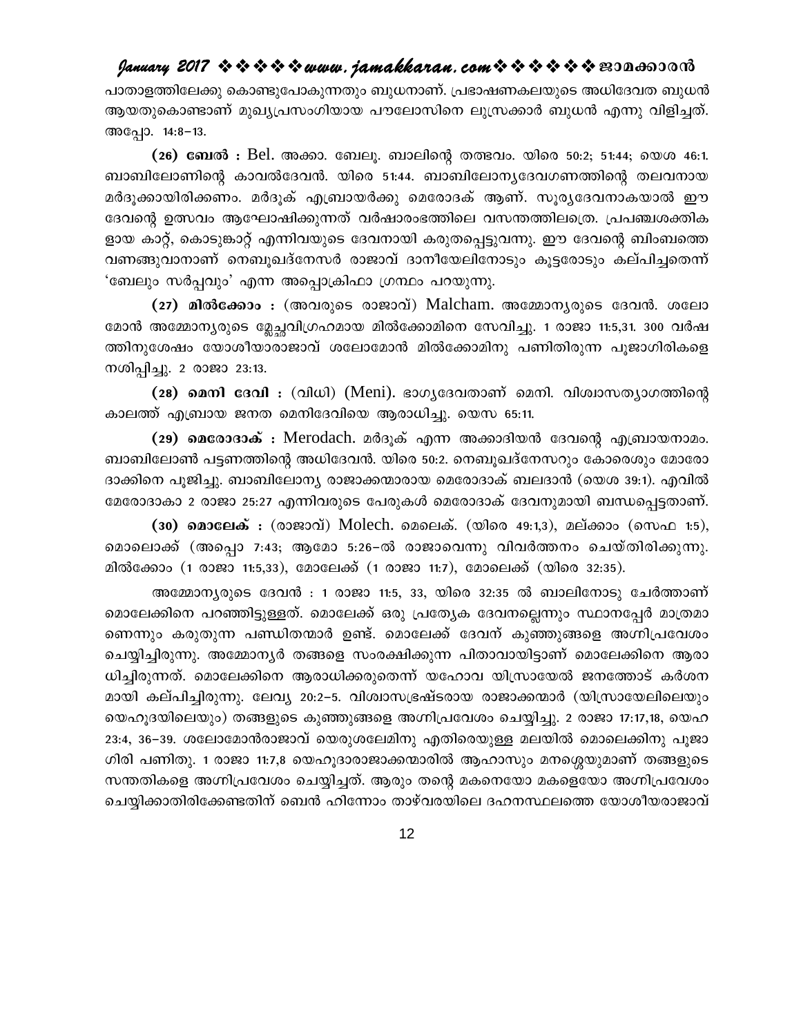പാതാളത്തിലേക്കു കൊണ്ടുപോകുന്നതും ബുധനാണ്. പ്രഭാഷണകലയുടെ അധിദേവത ബുധൻ ആയതുകൊണ്ടാണ് മുഖ്യപ്രസംഗിയായ പൗലോസിനെ ലുസ്രക്കാർ ബുധൻ എന്നു വിളിച്ചത്. അപ്പോ. 14:8–13.

**(26) ബേൽ :** Bel. അക്കാ. ബേലൂ. ബാലിന്റെ തത്ഭവം. യിരെ 50:2; 51:44; യെശ 46:1. ബാബിലോണിന്റെ കാവൽദേവൻ. യിരെ 51:44. ബാബിലോന്യദേവഗണത്തിന്റെ തലവനായ മർദൂക്കായിരിക്കണം. മർദൂക് എബ്രായർക്കു മെരോദക് ആണ്. സൂര്യദേവനാകയാൽ ഈ ദേവന്റെ ഉത്സവം ആഘോഷിക്കുന്നത് വർഷാരംഭത്തിലെ വസന്തത്തിലത്രെ. പ്രപഞ്ചശക്തികളായ കാറ്റ്, കൊടുങ്കാറ്റ് എന്നിവയുടെ ദേവനായി കരുതപ്പെട്ടുവന്നു. ഈ ദേവന്റെ ബിംബത്തെ വണങ്ങുവാനാണ് നെബൂഖദ്നേസർ രാജാവ് ദാനീയേലിനോടും കൂട്ടരോടും കല്പിച്ചതെന്ന് 'ബേലും സർപ്പവും' എന്ന അപ്പൊക്രിഫാ ഗ്രന്ഥം പറയുന്നു.

**(27) മിൽക്കോം :** (അവരുടെ രാജാവ്) Malcham. അമ്മോന്യരുടെ ദേവൻ. ശലോമോൻ അമ്മോന്യരുടെ മ്ലേച്ഛവിഗ്രഹമായ മിൽക്കോമിനെ സേവിച്ചു. 1 രാജാ 11:5,31. 300 വർഷത്തിനുശേഷം യോശീയാരാജാവ് ശലോമോൻ മിൽക്കോമിനു പണിതിരുന്ന പൂജാഗിരികളെ നശിപ്പിച്ചു. 2 രാജാ 23:13.

**(28) മെനി ദേവി :** (വിധി) (Meni). ഭാഗ്യദേവതാണ് മെനി. വിശ്വാസത്യാഗത്തിന്റെ കാലത്ത് എബ്രായ ജനത മെനിദേവിയെ ആരാധിച്ചു. യെസ 65:11.

**(29) മെരോദാക് :** Merodach. മർദൂക് എന്ന അക്കാദിയൻ ദേവന്റെ എബ്രായനാമം. ബാബിലോൺ പട്ടണത്തിന്റെ അധിദേവൻ. യിരെ 50:2. നെബൂഖദ്നേസറും കോരെശും മോരോദാക്കിനെ പൂജിച്ചു. ബാബിലോന്യ രാജാക്കന്മാരായ മെരോദാക് ബലദാൻ (യെശ 39:1). എവിൽ മേരോദാകാ 2 രാജാ 25:27 എന്നിവരുടെ പേരുകൾ മെരോദാക് ദേവനുമായി ബന്ധപ്പെട്ടതാണ്.

**(30) മൊലേക് :** (രാജാവ്) Molech. മെലെക്. (യിരെ 49:1,3), മല്ക്കാം (സെഫ 1:5), മൊലൊക്ക് (അപ്പൊ 7:43; ആമോ 5:26–ൽ രാജാവെന്നു വിവർത്തനം ചെയ്തിരിക്കുന്നു. മിൽക്കോം (1 രാജാ 11:5,33), മോലേക്ക് (1 രാജാ 11:7), മോലെക്ക് (യിരെ 32:35).

അമ്മോന്യരുടെ ദേവൻ : 1 രാജാ 11:5, 33, യിരെ 32:35 ൽ ബാലിനോടു ചേർത്താണ് മൊലേക്കിനെ പറഞ്ഞിട്ടുള്ളത്. മൊലേക്ക് ഒരു പ്രത്യേക ദേവനല്ലെന്നും സ്ഥാനപ്പേർ മാത്രമാണെന്നും കരുതുന്ന പണ്ഡിതന്മാർ ഉണ്ട്. മൊലേക്ക് ദേവന് കുഞ്ഞുങ്ങളെ അഗ്നിപ്രവേശം ചെയ്യിച്ചിരുന്നു. അമ്മോന്യർ തങ്ങളെ സംരക്ഷിക്കുന്ന പിതാവായിട്ടാണ് മൊലേക്കിനെ ആരാധിച്ചിരുന്നത്. മൊലേക്കിനെ ആരാധിക്കരുതെന്ന് യഹോവ യിസ്രായേൽ ജനത്തോട് കർശനമായി കല്പിച്ചിരുന്നു. ലേവ്യ 20:2–5. വിശ്വാസഭ്രഷ്ടരായ രാജാക്കന്മാർ (യിസ്രായേലിലെയും യെഹൂദയിലെയും) തങ്ങളുടെ കുഞ്ഞുങ്ങളെ അഗ്നിപ്രവേശം ചെയ്യിച്ചു. 2 രാജാ 17:17,18, യെഹ 23:4, 36–39. ശലോമോൻരാജാവ് യെരുശലേമിനു എതിരെയുള്ള മലയിൽ മൊലെക്കിനു പൂജാഗിരി പണിതു. 1 രാജാ 11:7,8 യെഹൂദാരാജാക്കന്മാരിൽ ആഹാസും മനശ്ശെയുമാണ് തങ്ങളുടെ സന്തതികളെ അഗ്നിപ്രവേശം ചെയ്യിച്ചത്. ആരും തന്റെ മകനെയോ മകളെയോ അഗ്നിപ്രവേശം ചെയ്യിക്കാതിരിക്കേണ്ടതിന് ബെൻ ഹിന്നോം താഴ്വരയിലെ ദഹനസ്ഥലത്തെ യോശീയരാജാവ്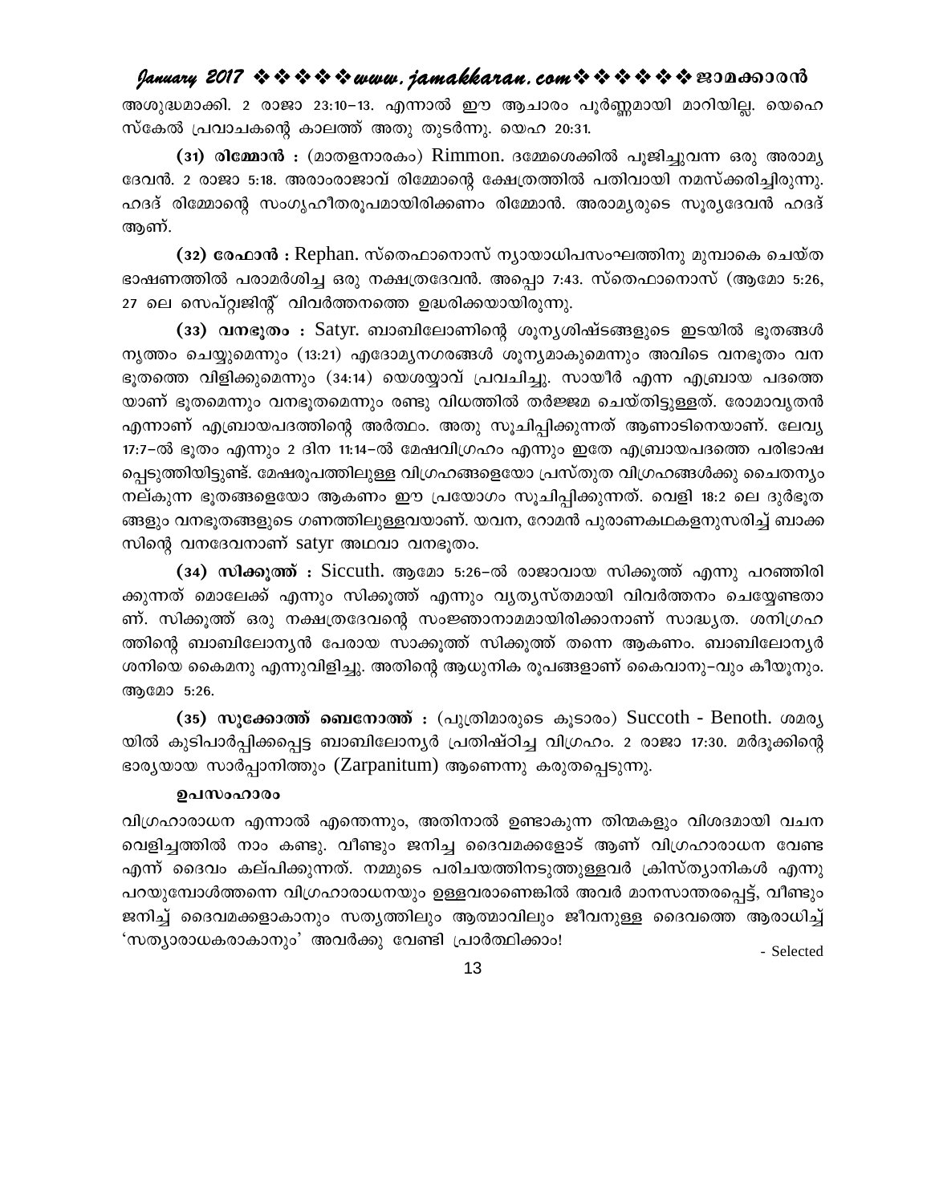അശുദ്ധമാക്കി. 2 രാജാ 23:10–13. എന്നാൽ ഈ ആചാരം പൂർണ്ണമായി മാറിയില്ല. യെഹെസ്കേൽ പ്രവാചകന്റെ കാലത്ത് അതു തുടർന്നു. യെഹ 20:31.

**(31) രിമ്മോൻ :** (മാതളനാരകം) Rimmon. ദമ്മേശെക്കിൽ പൂജിച്ചുവന്ന ഒരു അരാമ്യ ദേവൻ. 2 രാജാ 5:18. അരാംരാജാവ് രിമ്മോന്റെ ക്ഷേത്രത്തിൽ പതിവായി നമസ്ക്കരിച്ചിരുന്നു. ഹദദ് രിമ്മോന്റെ സംഗൃഹീതരൂപമായിരിക്കണം രിമ്മോൻ. അരാമ്യരുടെ സൂര്യദേവൻ ഹദദ് ആണ്.

**(32) രേഫാൻ :** Rephan. സ്തെഫാനൊസ് ന്യായാധിപസംഘത്തിനു മുമ്പാകെ ചെയ്ത ഭാഷണത്തിൽ പരാമർശിച്ച ഒരു നക്ഷത്രദേവൻ. അപ്പൊ 7:43. സ്തെഫാനൊസ് (ആമോ 5:26, 27 ലെ സെപ്റ്റ്വജിന്റ് വിവർത്തനത്തെ ഉദ്ധരിക്കയായിരുന്നു.

**(33) വനഭൂതം :** Satyr. ബാബിലോണിന്റെ ശൂന്യശിഷ്ടങ്ങളുടെ ഇടയിൽ ഭൂതങ്ങൾ നൃത്തം ചെയ്യുമെന്നും (13:21) എദോമ്യനഗരങ്ങൾ ശൂന്യമാകുമെന്നും അവിടെ വനഭൂതം വന ഭൂതത്തെ വിളിക്കുമെന്നും (34:14) യെശയ്യാവ് പ്രവചിച്ചു. സായീർ എന്ന എബ്രായ പദത്തെയാണ് ഭൂതമെന്നും വനഭൂതമെന്നും രണ്ടു വിധത്തിൽ തർജ്ജമ ചെയ്തിട്ടുള്ളത്. രോമാവൃതൻ എന്നാണ് എബ്രായപദത്തിന്റെ അർത്ഥം. അതു സൂചിപ്പിക്കുന്നത് ആണാടിനെയാണ്. ലേവ്യ 17:7–ൽ ഭൂതം എന്നും 2 ദിന 11:14–ൽ മേഷവിഗ്രഹം എന്നും ഇതേ എബ്രായപദത്തെ പരിഭാഷപ്പെടുത്തിയിട്ടുണ്ട്. മേഷരൂപത്തിലുള്ള വിഗ്രഹങ്ങളെയോ പ്രസ്തുത വിഗ്രഹങ്ങൾക്കു ചൈതന്യം നല്കുന്ന ഭൂതങ്ങളെയോ ആകണം ഈ പ്രയോഗം സൂചിപ്പിക്കുന്നത്. വെളി 18:2 ലെ ദുർഭൂതങ്ങളും വനഭൂതങ്ങളുടെ ഗണത്തിലുള്ളവയാണ്. യവന, റോമൻ പുരാണകഥകളനുസരിച്ച് ബാക്കസിന്റെ വനദേവനാണ് satyr അഥവാ വനഭൂതം.

**(34) സിക്കൂത്ത് :** Siccuth. ആമോ 5:26–ൽ രാജാവായ സിക്കൂത്ത് എന്നു പറഞ്ഞിരിക്കുന്നത് മൊലേക്ക് എന്നും സിക്കൂത്ത് എന്നും വ്യത്യസ്തമായി വിവർത്തനം ചെയ്യേണ്ടതാണ്. സിക്കൂത്ത് ഒരു നക്ഷത്രദേവന്റെ സംജ്ഞാനാമമായിരിക്കാനാണ് സാദ്ധ്യത. ശനിഗ്രഹത്തിന്റെ ബാബിലോന്യൻ പേരായ സാക്കൂത്ത് സിക്കൂത്ത് തന്നെ ആകണം. ബാബിലോന്യർ ശനിയെ കൈമനു എന്നുവിളിച്ചു. അതിന്റെ ആധുനിക രൂപങ്ങളാണ് കൈവാനു–വും കീയൂനും. ആമോ 5:26.

**(35) സുക്കോത്ത് ബെനോത്ത് :** (പുത്രിമാരുടെ കൂടാരം) Succoth - Benoth. ശമര്യയിൽ കുടിപാർപ്പിക്കപ്പെട്ട ബാബിലോന്യർ പ്രതിഷ്ഠിച്ച വിഗ്രഹം. 2 രാജാ 17:30. മർദൂക്കിന്റെ ഭാര്യയായ സാർപ്പാനിത്തും (Zarpanitum) ആണെന്നു കരുതപ്പെടുന്നു.

**ഉപസംഹാരം**

വിഗ്രഹാരാധന എന്നാൽ എന്തെന്നും, അതിനാൽ ഉണ്ടാകുന്ന തിന്മകളും വിശദമായി വചന വെളിച്ചത്തിൽ നാം കണ്ടു. വീണ്ടും ജനിച്ച ദൈവമക്കളോട് ആണ് വിഗ്രഹാരാധന വേണ്ട എന്ന് ദൈവം കല്പിക്കുന്നത്. നമ്മുടെ പരിചയത്തിനടുത്തുള്ളവർ ക്രിസ്ത്യാനികൾ എന്നു പറയുമ്പോൾത്തന്നെ വിഗ്രഹാരാധനയും ഉള്ളവരാണെങ്കിൽ അവർ മാനസാന്തരപ്പെട്ട്, വീണ്ടും ജനിച്ച് ദൈവമക്കളാകാനും സത്യത്തിലും ആത്മാവിലും ജീവനുള്ള ദൈവത്തെ ആരാധിച്ച് 'സത്യാരാധകരാകാനും' അവർക്കു വേണ്ടി പ്രാർത്ഥിക്കാം!

- Selected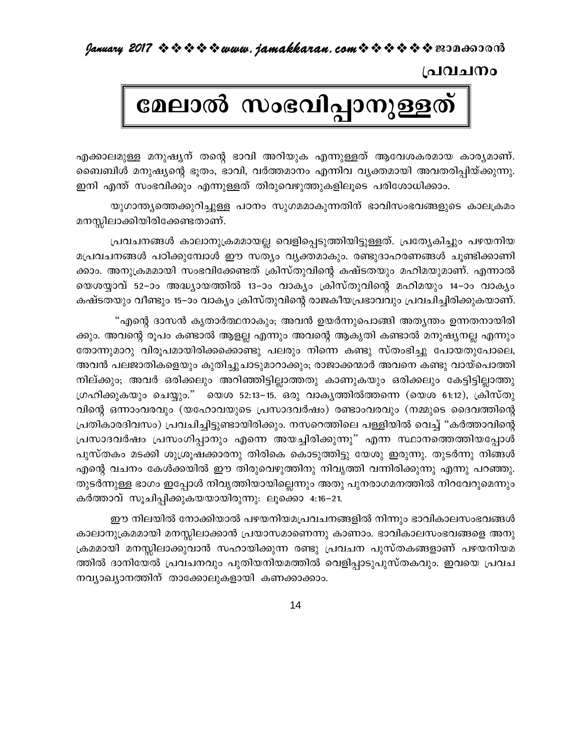പ്രവചനം

# മേലാൽ സംഭവിപ്പാനുള്ളത്

എക്കാലമുള്ള മനുഷ്യന് തന്റെ ഭാവി അറിയുക എന്നുള്ളത് ആവേശകരമായ കാര്യമാണ്. ബൈബിൾ മനുഷ്യന്റെ ഭൂതം, ഭാവി, വർത്തമാനം എന്നിവ വ്യക്തമായി അവതരിപ്പിയ്ക്കുന്നു. ഇനി എന്ത് സംഭവിക്കും എന്നുള്ളത് തിരുവെഴുത്തുകളിലൂടെ പരിശോധിക്കാം.

യുഗാന്ത്യത്തെക്കുറിച്ചുള്ള പഠനം സുഗമമാകുന്നതിന് ഭാവിസംഭവങ്ങളുടെ കാലക്രമം മനസ്സിലാക്കിയിരിക്കേണ്ടതാണ്.

പ്രവചനങ്ങൾ കാലാനുക്രമമായല്ല വെളിപ്പെടുത്തിയിട്ടുള്ളത്. പ്രത്യേകിച്ചും പഴയനിയമപ്രവചനങ്ങൾ പഠിക്കുമ്പോൾ ഈ സത്യം വ്യക്തമാകും. രണ്ടുദാഹരണങ്ങൾ ചൂണ്ടിക്കാണിക്കാം. അനുക്രമമായി സംഭവിക്കേണ്ടത് ക്രിസ്തുവിന്റെ കഷ്ടതയും മഹിമയുമാണ്. എന്നാൽ യെശയ്യാവ് 52–ാം അദ്ധ്യായത്തിൽ 13–ാം വാക്യം ക്രിസ്തുവിന്റെ മഹിമയും 14–ാം വാക്യം കഷ്ടതയും വീണ്ടും 15–ാം വാക്യം ക്രിസ്തുവിന്റെ രാജകീയപ്രഭാവവും പ്രവചിച്ചിരിക്കുകയാണ്.

"എന്റെ ദാസൻ കൃതാർത്ഥനാകും; അവൻ ഉയർന്നുപൊങ്ങി അത്യന്തം ഉന്നതനായിരിക്കും. അവന്റെ രൂപം കണ്ടാൽ ആളല്ല എന്നും അവന്റെ ആകൃതി കണ്ടാൽ മനുഷ്യനല്ല എന്നും തോന്നുമാറു വിരൂപമായിരിക്കക്കൊണ്ടു പലരും നിന്നെ കണ്ടു സ്തംഭിച്ചു പോയതുപോലെ, അവൻ പലജാതികളെയും കുതിച്ചുചാടുമാറാക്കും; രാജാക്കന്മാർ അവനെ കണ്ടു വായ്പൊത്തി നില്ക്കും; അവർ ഒരിക്കലും അറിഞ്ഞിട്ടില്ലാത്തതു കാണുകയും ഒരിക്കലും കേട്ടിട്ടില്ലാത്തു ഗ്രഹിക്കുകയും ചെയ്യും." യെശ 52:13–15. ഒരു വാക്യത്തിൽത്തന്നെ (യെശ 61:12), ക്രിസ്തുവിന്റെ ഒന്നാംവരവും (യഹോവയുടെ പ്രസാദവർഷം) രണ്ടാംവരവും (നമ്മുടെ ദൈവത്തിന്റെ പ്രതികാരദിവസം) പ്രവചിച്ചിട്ടുണ്ടായിരിക്കും. നസറെത്തിലെ പള്ളിയിൽ വെച്ച് "കർത്താവിന്റെ പ്രസാദവർഷം പ്രസംഗിപ്പാനും എന്നെ അയച്ചിരിക്കുന്നു" എന്ന സ്ഥാനത്തെത്തിയപ്പോൾ പുസ്തകം മടക്കി ശുശ്രൂഷക്കാരനു തിരികെ കൊടുത്തിട്ടു യേശു ഇരുന്നു. തുടർന്നു നിങ്ങൾ എന്റെ വചനം കേൾക്കയിൽ ഈ തിരുവെഴുത്തിനു നിവൃത്തി വന്നിരിക്കുന്നു എന്നു പറഞ്ഞു. തുടർന്നുള്ള ഭാഗം ഇപ്പോൾ നിവൃത്തിയായില്ലെന്നും അതു പുനരാഗമനത്തിൽ നിറവേറുമെന്നും കർത്താവ് സൂചിപ്പിക്കുകയായിരുന്നു: ലൂക്കൊ 4:16–21.

ഈ നിലയിൽ നോക്കിയാൽ പഴയനിയമപ്രവചനങ്ങളിൽ നിന്നും ഭാവികാലസംഭവങ്ങൾ കാലാനുക്രമമായി മനസ്സിലാക്കാൻ പ്രയാസമാണെന്നു കാണാം. ഭാവികാലസംഭവങ്ങളെ അനുക്രമമായി മനസ്സിലാക്കുവാൻ സഹായിക്കുന്ന രണ്ടു പ്രവചന പുസ്തകങ്ങളാണ് പഴയനിയമത്തിൽ ദാനിയേൽ പ്രവചനവും പുതിയനിയമത്തിൽ വെളിപ്പാടുപുസ്തകവും. ഇവയെ പ്രവചനവ്യാഖ്യാനത്തിന് താക്കോലുകളായി കണക്കാക്കാം.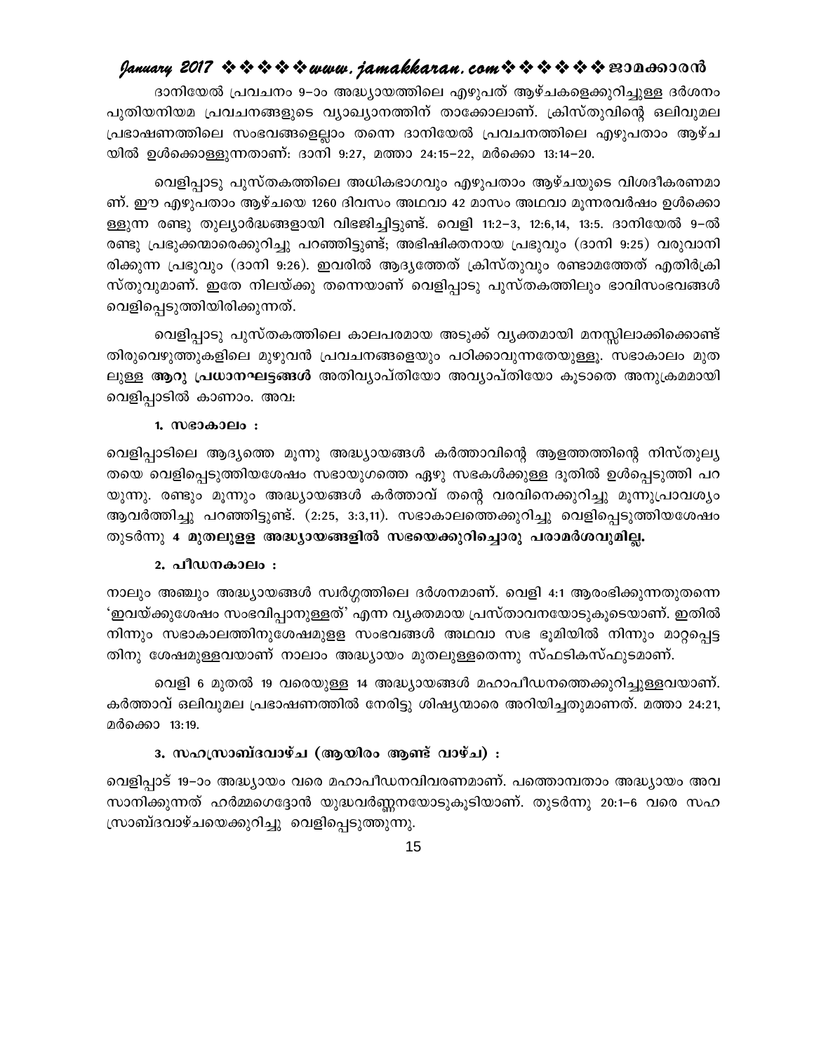ദാനിയേൽ പ്രവചനം 9-ാം അദ്ധ്യായത്തിലെ എഴുപത് ആഴ്ചകളെക്കുറിച്ചുള്ള ദർശനം പുതിയനിയമ പ്രവചനങ്ങളുടെ വ്യാഖ്യാനത്തിന് താക്കോലാണ്. ക്രിസ്തുവിന്റെ ഒലിവുമല പ്രഭാഷണത്തിലെ സംഭവങ്ങളെല്ലാം തന്നെ ദാനിയേൽ പ്രവചനത്തിലെ എഴുപതാം ആഴ്ച യിൽ ഉൾക്കൊള്ളുന്നതാണ്: ദാനി 9:27, മത്താ 24:15-22, മർക്കൊ 13:14-20.

വെളിപ്പാടു പുസ്തകത്തിലെ അധികഭാഗവും എഴുപതാം ആഴ്ചയുടെ വിശദീകരണമാണ്. ഈ എഴുപതാം ആഴ്ചയെ 1260 ദിവസം അഥവാ 42 മാസം അഥവാ മൂന്നരവർഷം ഉൾക്കൊള്ളുന്ന രണ്ടു തുല്യാർദ്ധങ്ങളായി വിഭജിച്ചിട്ടുണ്ട്. വെളി 11:2-3, 12:6,14, 13:5. ദാനിയേൽ 9-ൽ രണ്ടു പ്രഭുക്കന്മാരെക്കുറിച്ചു പറഞ്ഞിട്ടുണ്ട്; അഭിഷിക്തനായ പ്രഭുവും (ദാനി 9:25) വരുവാനിരിക്കുന്ന പ്രഭുവും (ദാനി 9:26). ഇവരിൽ ആദ്യത്തേത് ക്രിസ്തുവും രണ്ടാമത്തേത് എതിർക്രിസ്തുവുമാണ്. ഇതേ നിലയ്ക്കു തന്നെയാണ് വെളിപ്പാടു പുസ്തകത്തിലും ഭാവിസംഭവങ്ങൾ വെളിപ്പെടുത്തിയിരിക്കുന്നത്.

വെളിപ്പാടു പുസ്തകത്തിലെ കാലപരമായ അടുക്ക് വ്യക്തമായി മനസ്സിലാക്കിക്കൊണ്ട് തിരുവെഴുത്തുകളിലെ മുഴുവൻ പ്രവചനങ്ങളെയും പഠിക്കാവുന്നതേയുള്ളൂ. സഭാകാലം മുതലുള്ള **ആറു പ്രധാനഘട്ടങ്ങൾ** അതിവ്യാപ്തിയോ അവ്യാപ്തിയോ കൂടാതെ അനുക്രമമായി വെളിപ്പാടിൽ കാണാം. അവ:

**1. സഭാകാലം :**

വെളിപ്പാടിലെ ആദ്യത്തെ മൂന്നു അദ്ധ്യായങ്ങൾ കർത്താവിന്റെ ആളത്തത്തിന്റെ നിസ്തുല്യതയെ വെളിപ്പെടുത്തിയശേഷം സഭായുഗത്തെ ഏഴു സഭകൾക്കുള്ള ദൂതിൽ ഉൾപ്പെടുത്തി പറയുന്നു. രണ്ടും മൂന്നും അദ്ധ്യായങ്ങൾ കർത്താവ് തന്റെ വരവിനെക്കുറിച്ചു മൂന്നുപ്രാവശ്യം ആവർത്തിച്ചു പറഞ്ഞിട്ടുണ്ട്. (2:25, 3:3,11). സഭാകാലത്തെക്കുറിച്ചു വെളിപ്പെടുത്തിയശേഷം തുടർന്നു **4 മുതലുള്ള അദ്ധ്യായങ്ങളിൽ സഭയെക്കുറിച്ചൊരു പരാമർശവുമില്ല.**

**2. പീഡനകാലം :**

നാലും അഞ്ചും അദ്ധ്യായങ്ങൾ സ്വർഗ്ഗത്തിലെ ദർശനമാണ്. വെളി 4:1 ആരംഭിക്കുന്നതുതന്നെ 'ഇവയ്ക്കുശേഷം സംഭവിപ്പാനുള്ളത്' എന്ന വ്യക്തമായ പ്രസ്താവനയോടുകൂടെയാണ്. ഇതിൽ നിന്നും സഭാകാലത്തിനുശേഷമുള്ള സംഭവങ്ങൾ അഥവാ സഭ ഭൂമിയിൽ നിന്നും മാറ്റപ്പെട്ടതിനു ശേഷമുള്ളവയാണ് നാലാം അദ്ധ്യായം മുതലുള്ളതെന്നു സ്ഫടികസ്ഫുടമാണ്.

വെളി 6 മുതൽ 19 വരെയുള്ള 14 അദ്ധ്യായങ്ങൾ മഹാപീഡനത്തെക്കുറിച്ചുള്ളവയാണ്. കർത്താവ് ഒലിവുമല പ്രഭാഷണത്തിൽ നേരിട്ടു ശിഷ്യന്മാരെ അറിയിച്ചതുമാണത്. മത്താ 24:21, മർക്കൊ 13:19.

**3. സഹസ്രാബ്ദവാഴ്ച (ആയിരം ആണ്ട് വാഴ്ച) :**

വെളിപ്പാട് 19-ാം അദ്ധ്യായം വരെ മഹാപീഡനവിവരണമാണ്. പത്തൊമ്പതാം അദ്ധ്യായം അവസാനിക്കുന്നത് ഹർമ്മഗെദ്ദോൻ യുദ്ധവർണ്ണനയോടുകൂടിയാണ്. തുടർന്നു 20:1-6 വരെ സഹസ്രാബ്ദവാഴ്ചയെക്കുറിച്ചു വെളിപ്പെടുത്തുന്നു.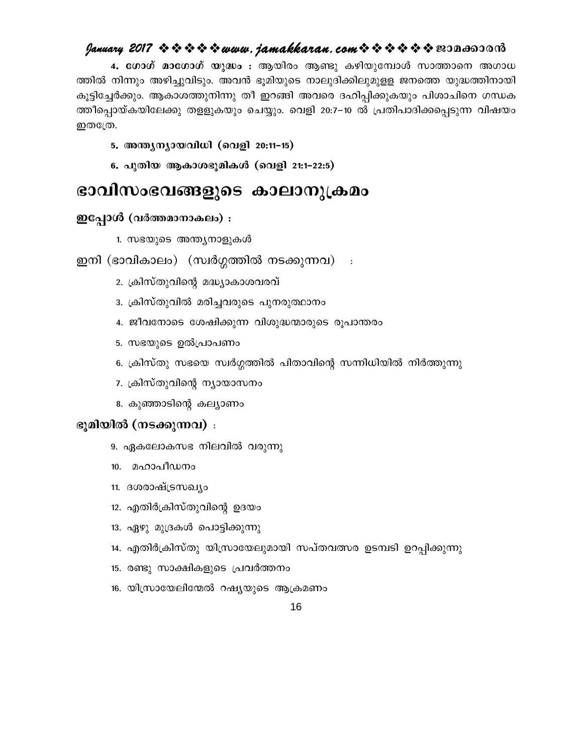**4. ഗോഗ് മാഗോഗ് യുദ്ധം :** ആയിരം ആണ്ടു കഴിയുമ്പോൾ സാത്താനെ അഗാധത്തിൽ നിന്നും അഴിച്ചുവിടും. അവൻ ഭൂമിയുടെ നാലുദിക്കിലുമുള്ള ജനത്തെ യുദ്ധത്തിനായി കൂട്ടിച്ചേർക്കും. ആകാശത്തുനിന്നു തീ ഇറങ്ങി അവരെ ദഹിപ്പിക്കുകയും പിശാചിനെ ഗന്ധകത്തീപ്പൊയ്കയിലേക്കു തള്ളുകയും ചെയ്യും. വെളി 20:7–10 ൽ പ്രതിപാദിക്കപ്പെടുന്ന വിഷയം ഇതത്രേ.

**5. അന്ത്യന്യായവിധി (വെളി 20:11–15)**

**6. പുതിയ ആകാശഭൂമികൾ (വെളി 21:1–22:5)**

# ഭാവിസംഭവങ്ങളുടെ കാലാനുക്രമം

**ഇപ്പോൾ (വർത്തമാനാകലം) :**

1. സഭയുടെ അന്ത്യനാളുകൾ

ഇനി (ഭാവികാലം) (സ്വർഗ്ഗത്തിൽ നടക്കുന്നവ) :

2. ക്രിസ്തുവിന്റെ മദ്ധ്യാകാശവരവ്
3. ക്രിസ്തുവിൽ മരിച്ചവരുടെ പുനരുത്ഥാനം
4. ജീവനോടെ ശേഷിക്കുന്ന വിശുദ്ധന്മാരുടെ രൂപാന്തരം
5. സഭയുടെ ഉൽപ്രാപണം
6. ക്രിസ്തു സഭയെ സ്വർഗ്ഗത്തിൽ പിതാവിന്റെ സന്നിധിയിൽ നിർത്തുന്നു
7. ക്രിസ്തുവിന്റെ ന്യായാസനം
8. കുഞ്ഞാടിന്റെ കല്യാണം

**ഭൂമിയിൽ (നടക്കുന്നവ) :**

9. ഏകലോകസഭ നിലവിൽ വരുന്നു
10. മഹാപീഡനം
11. ദശരാഷ്ട്രസഖ്യം
12. എതിർക്രിസ്തുവിന്റെ ഉദയം
13. ഏഴു മുദ്രകൾ പൊട്ടിക്കുന്നു
14. എതിർക്രിസ്തു യിസ്രായേലുമായി സപ്തവത്സര ഉടമ്പടി ഉറപ്പിക്കുന്നു
15. രണ്ടു സാക്ഷികളുടെ പ്രവർത്തനം
16. യിസ്രായേലിന്മേൽ റഷ്യയുടെ ആക്രമണം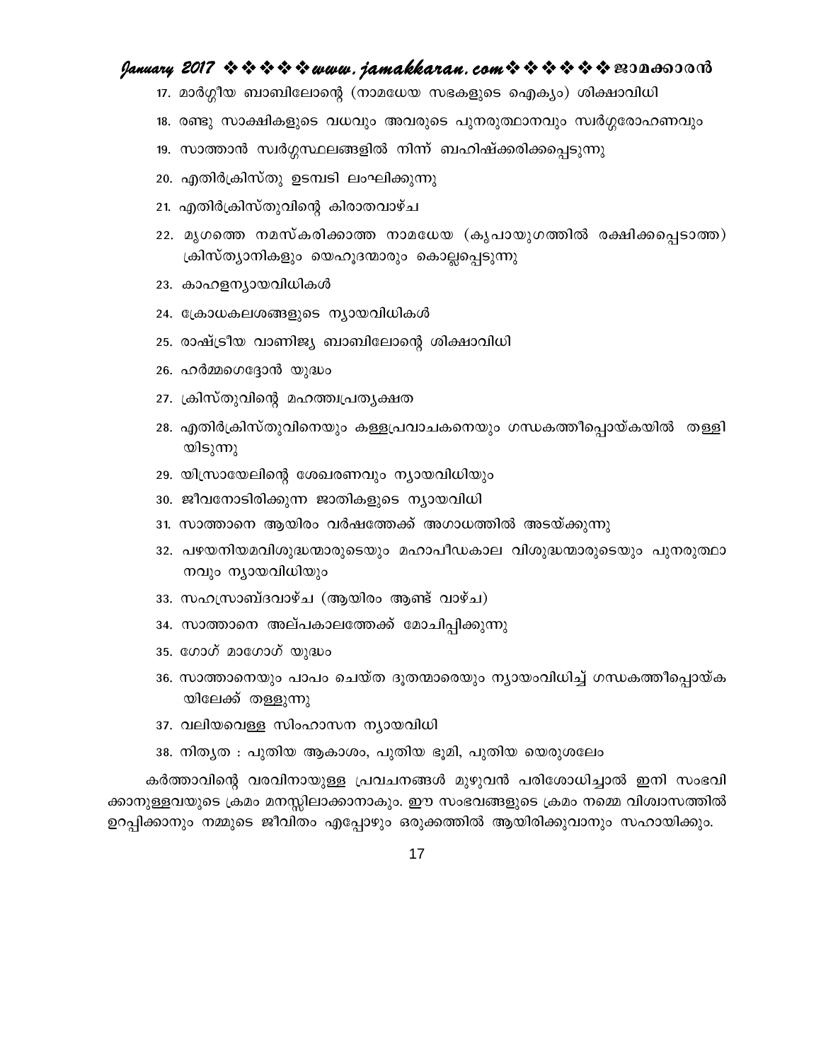17. മാർഗ്ഗീയ ബാബിലോന്റെ (നാമധേയ സഭകളുടെ ഐക്യം) ശിക്ഷാവിധി
18. രണ്ടു സാക്ഷികളുടെ വധവും അവരുടെ പുനരുത്ഥാനവും സ്വർഗ്ഗാരോഹണവും
19. സാത്താൻ സ്വർഗ്ഗസ്ഥലങ്ങളിൽ നിന്ന് ബഹിഷ്ക്കരിക്കപ്പെടുന്നു
20. എതിർക്രിസ്തു ഉടമ്പടി ലംഘിക്കുന്നു
21. എതിർക്രിസ്തുവിന്റെ കിരാതവാഴ്ച
22. മൃഗത്തെ നമസ്കരിക്കാത്ത നാമധേയ (കൃപായുഗത്തിൽ രക്ഷിക്കപ്പെടാത്ത) ക്രിസ്ത്യാനികളും യെഹൂദന്മാരും കൊല്ലപ്പെടുന്നു
23. കാഹളന്യായവിധികൾ
24. ക്രോധകലശങ്ങളുടെ ന്യായവിധികൾ
25. രാഷ്ട്രീയ വാണിജ്യ ബാബിലോന്റെ ശിക്ഷാവിധി
26. ഹർമ്മഗെദ്ദോൻ യുദ്ധം
27. ക്രിസ്തുവിന്റെ മഹത്ത്വപ്രത്യക്ഷത
28. എതിർക്രിസ്തുവിനെയും കള്ളപ്രവാചകനെയും ഗന്ധകത്തീപ്പൊയ്കയിൽ തള്ളിയിടുന്നു
29. യിസ്രായേലിന്റെ ശേഖരണവും ന്യായവിധിയും
30. ജീവനോടിരിക്കുന്ന ജാതികളുടെ ന്യായവിധി
31. സാത്താനെ ആയിരം വർഷത്തേക്ക് അഗാധത്തിൽ അടയ്ക്കുന്നു
32. പഴയനിയമവിശുദ്ധന്മാരുടെയും മഹാപീഡകാല വിശുദ്ധന്മാരുടെയും പുനരുത്ഥാനവും ന്യായവിധിയും
33. സഹസ്രാബ്ദവാഴ്ച (ആയിരം ആണ്ട് വാഴ്ച)
34. സാത്താനെ അല്പകാലത്തേക്ക് മോചിപ്പിക്കുന്നു
35. ഗോഗ് മാഗോഗ് യുദ്ധം
36. സാത്താനെയും പാപം ചെയ്ത ദൂതന്മാരെയും ന്യായംവിധിച്ച് ഗന്ധകത്തീപ്പൊയ്കയിലേക്ക് തള്ളുന്നു
37. വലിയവെള്ള സിംഹാസന ന്യായവിധി
38. നിത്യത : പുതിയ ആകാശം, പുതിയ ഭൂമി, പുതിയ യെരുശലേം

കർത്താവിന്റെ വരവിനായുള്ള പ്രവചനങ്ങൾ മുഴുവൻ പരിശോധിച്ചാൽ ഇനി സംഭവിക്കാനുള്ളവയുടെ ക്രമം മനസ്സിലാക്കാനാകും. ഈ സംഭവങ്ങളുടെ ക്രമം നമ്മെ വിശ്വാസത്തിൽ ഉറപ്പിക്കാനും നമ്മുടെ ജീവിതം എപ്പോഴും ഒരുക്കത്തിൽ ആയിരിക്കുവാനും സഹായിക്കും.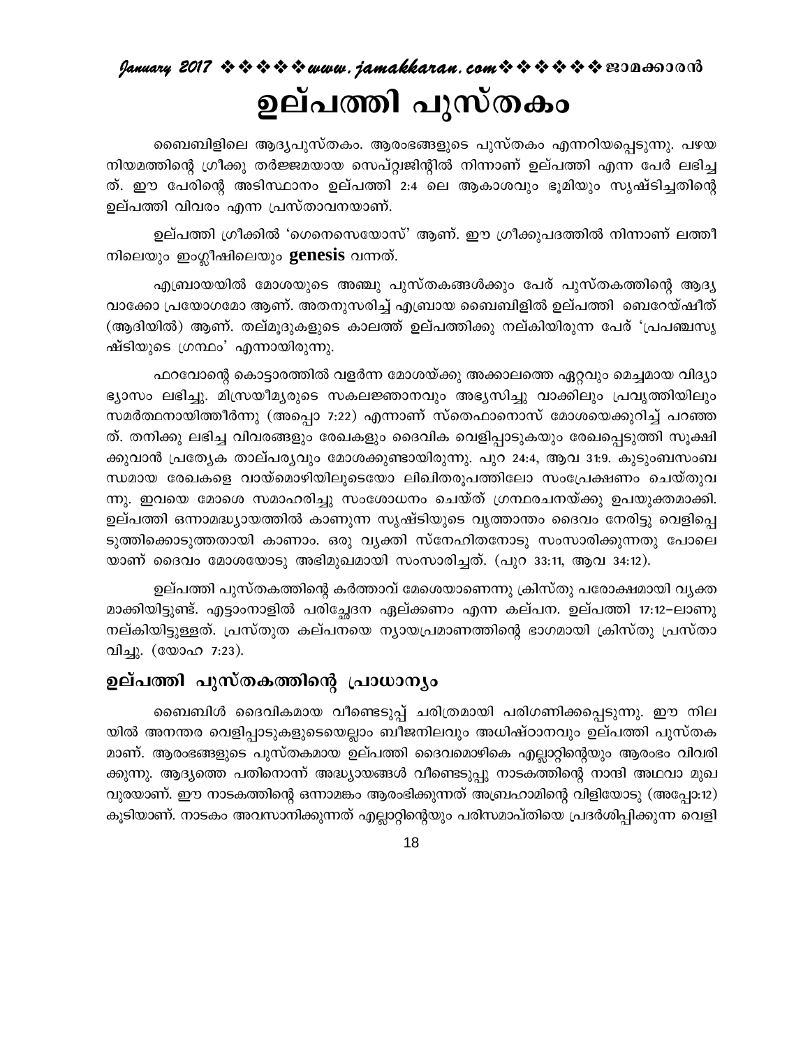# ഉല്പത്തി പുസ്തകം

ബൈബിളിലെ ആദ്യപുസ്തകം. ആരംഭങ്ങളുടെ പുസ്തകം എന്നറിയപ്പെടുന്നു. പഴയ നിയമത്തിന്റെ ഗ്രീക്കു തർജ്ജമയായ സെപ്റ്റജിന്റിൽ നിന്നാണ് ഉല്പത്തി എന്ന പേർ ലഭിച്ചത്. ഈ പേരിന്റെ അടിസ്ഥാനം ഉല്പത്തി 2:4 ലെ ആകാശവും ഭൂമിയും സൃഷ്ടിച്ചതിന്റെ ഉല്പത്തി വിവരം എന്ന പ്രസ്താവനയാണ്.

ഉല്പത്തി ഗ്രീക്കിൽ 'ഗെനെസെയോസ്' ആണ്. ഈ ഗ്രീക്കുപദത്തിൽ നിന്നാണ് ലത്തീനിലെയും ഇംഗ്ലീഷിലെയും **genesis** വന്നത്.

എബ്രായയിൽ മോശയുടെ അഞ്ചു പുസ്തകങ്ങൾക്കും പേര് പുസ്തകത്തിന്റെ ആദ്യ വാക്കോ പ്രയോഗമോ ആണ്. അതനുസരിച്ച് എബ്രായ ബൈബിളിൽ ഉല്പത്തി ബെറേയ്ഷീത് (ആദിയിൽ) ആണ്. തല്മൂദുകളുടെ കാലത്ത് ഉല്പത്തിക്കു നല്കിയിരുന്ന പേര് 'പ്രപഞ്ചസൃഷ്ടിയുടെ ഗ്രന്ഥം' എന്നായിരുന്നു.

ഫറവോന്റെ കൊട്ടാരത്തിൽ വളർന്ന മോശയ്ക്കു അക്കാലത്തെ ഏറ്റവും മെച്ചമായ വിദ്യാഭ്യാസം ലഭിച്ചു. മിസ്രയീമ്യരുടെ സകലജ്ഞാനവും അഭ്യസിച്ചു വാക്കിലും പ്രവൃത്തിയിലും സമർത്ഥനായിത്തീർന്നു (അപ്പൊ 7:22) എന്നാണ് സ്തെഫാനൊസ് മോശയെക്കുറിച്ച് പറഞ്ഞത്. തനിക്കു ലഭിച്ച വിവരങ്ങളും രേഖകളും ദൈവിക വെളിപ്പാടുകയും രേഖപ്പെടുത്തി സൂക്ഷിക്കുവാൻ പ്രത്യേക താല്പര്യവും മോശക്കുണ്ടായിരുന്നു. പുറ 24:4, ആവ 31:9. കുടുംബസംബന്ധമായ രേഖകളെ വായ്മൊഴിയിലൂടെയോ ലിഖിതരൂപത്തിലോ സംപ്രേക്ഷണം ചെയ്തുവന്നു. ഇവയെ മോശെ സമാഹരിച്ചു സംശോധനം ചെയ്ത് ഗ്രന്ഥരചനയ്ക്കു ഉപയുക്തമാക്കി. ഉല്പത്തി ഒന്നാമദ്ധ്യായത്തിൽ കാണുന്ന സൃഷ്ടിയുടെ വൃത്താന്തം ദൈവം നേരിട്ടു വെളിപ്പെടുത്തിക്കൊടുത്തതായി കാണാം. ഒരു വ്യക്തി സ്നേഹിതനോടു സംസാരിക്കുന്നതു പോലെയാണ് ദൈവം മോശയോടു അഭിമുഖമായി സംസാരിച്ചത്. (പുറ 33:11, ആവ 34:12).

ഉല്പത്തി പുസ്തകത്തിന്റെ കർത്താവ് മോശെയാണെന്നു ക്രിസ്തു പരോക്ഷമായി വ്യക്തമാക്കിയിട്ടുണ്ട്. എട്ടാംനാളിൽ പരിച്ഛേദന ഏല്ക്കണം എന്ന കല്പന. ഉല്പത്തി 17:12–ലാണു നല്കിയിട്ടുള്ളത്. പ്രസ്തുത കല്പനയെ ന്യായപ്രമാണത്തിന്റെ ഭാഗമായി ക്രിസ്തു പ്രസ്താവിച്ചു. (യോഹ 7:23).

## ഉല്പത്തി പുസ്തകത്തിന്റെ പ്രാധാന്യം

ബൈബിൾ ദൈവികമായ വീണ്ടെടുപ്പ് ചരിത്രമായി പരിഗണിക്കപ്പെടുന്നു. ഈ നിലയിൽ അനന്തര വെളിപ്പാടുകളുടെയെല്ലാം ബീജനിലവും അധിഷ്ഠാനവും ഉല്പത്തി പുസ്തകമാണ്. ആരംഭങ്ങളുടെ പുസ്തകമായ ഉല്പത്തി ദൈവമൊഴികെ എല്ലാറ്റിന്റെയും ആരംഭം വിവരിക്കുന്നു. ആദ്യത്തെ പതിനൊന്ന് അദ്ധ്യായങ്ങൾ വീണ്ടെടുപ്പു നാടകത്തിന്റെ നാന്ദി അഥവാ മുഖവുരയാണ്. ഈ നാടകത്തിന്റെ ഒന്നാമങ്കം ആരംഭിക്കുന്നത് അബ്രഹാമിന്റെ വിളിയോടു (അപ്പോ:12) കൂടിയാണ്. നാടകം അവസാനിക്കുന്നത് എല്ലാറ്റിന്റെയും പരിസമാപ്തിയെ പ്രദർശിപ്പിക്കുന്ന വെളി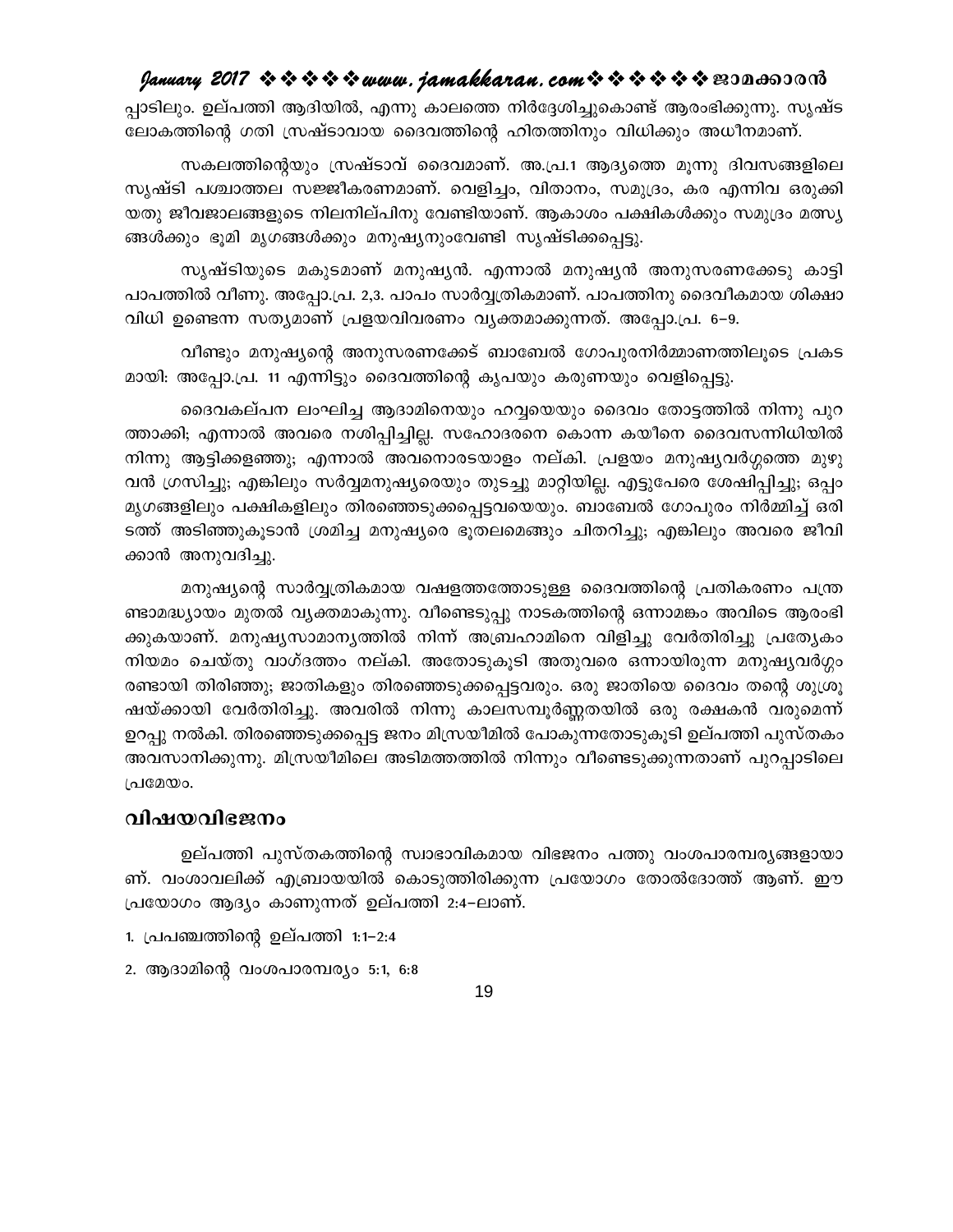പ്പാടിലും. ഉല്പത്തി ആദിയിൽ, എന്നു കാലത്തെ നിർദ്ദേശിച്ചുകൊണ്ട് ആരംഭിക്കുന്നു. സൃഷ്ട ലോകത്തിന്റെ ഗതി സ്രഷ്ടാവായ ദൈവത്തിന്റെ ഹിതത്തിനും വിധിക്കും അധീനമാണ്.

സകലത്തിന്റെയും സ്രഷ്ടാവ് ദൈവമാണ്. അ.പ്ര.1 ആദ്യത്തെ മൂന്നു ദിവസങ്ങളിലെ സൃഷ്ടി പശ്ചാത്തല സജ്ജീകരണമാണ്. വെളിച്ചം, വിതാനം, സമുദ്രം, കര എന്നിവ ഒരുക്കിയതു ജീവജാലങ്ങളുടെ നിലനില്പിനു വേണ്ടിയാണ്. ആകാശം പക്ഷികൾക്കും സമുദ്രം മത്സ്യങ്ങൾക്കും ഭൂമി മൃഗങ്ങൾക്കും മനുഷ്യനുംവേണ്ടി സൃഷ്ടിക്കപ്പെട്ടു.

സൃഷ്ടിയുടെ മകുടമാണ് മനുഷ്യൻ. എന്നാൽ മനുഷ്യൻ അനുസരണക്കേടു കാട്ടി പാപത്തിൽ വീണു. അപ്പോ.പ്ര. 2,3. പാപം സാർവ്വത്രികമാണ്. പാപത്തിനു ദൈവീകമായ ശിക്ഷാവിധി ഉണ്ടെന്ന സത്യമാണ് പ്രളയവിവരണം വ്യക്തമാക്കുന്നത്. അപ്പോ.പ്ര. 6-9.

വീണ്ടും മനുഷ്യന്റെ അനുസരണക്കേട് ബാബേൽ ഗോപുരനിർമ്മാണത്തിലൂടെ പ്രകടമായി: അപ്പോ.പ്ര. 11 എന്നിട്ടും ദൈവത്തിന്റെ കൃപയും കരുണയും വെളിപ്പെട്ടു.

ദൈവകല്പന ലംഘിച്ച ആദാമിനെയും ഹവ്വയെയും ദൈവം തോട്ടത്തിൽ നിന്നു പുറത്താക്കി; എന്നാൽ അവരെ നശിപ്പിച്ചില്ല. സഹോദരനെ കൊന്ന കയീനെ ദൈവസന്നിധിയിൽ നിന്നു ആട്ടിക്കളഞ്ഞു; എന്നാൽ അവനൊരടയാളം നല്കി. പ്രളയം മനുഷ്യവർഗ്ഗത്തെ മുഴുവൻ ഗ്രസിച്ചു; എങ്കിലും സർവ്വമനുഷ്യരെയും തുടച്ചു മാറ്റിയില്ല. എട്ടുപേരെ ശേഷിപ്പിച്ചു; ഒപ്പം മൃഗങ്ങളിലും പക്ഷികളിലും തിരഞ്ഞെടുക്കപ്പെട്ടവയെയും. ബാബേൽ ഗോപുരം നിർമ്മിച്ച് ഒരിടത്ത് അടിഞ്ഞുകൂടാൻ ശ്രമിച്ച മനുഷ്യരെ ഭൂതലമെങ്ങും ചിതറിച്ചു; എങ്കിലും അവരെ ജീവിക്കാൻ അനുവദിച്ചു.

മനുഷ്യന്റെ സാർവ്വത്രികമായ വഷളത്തത്തോടുള്ള ദൈവത്തിന്റെ പ്രതികരണം പന്ത്രണ്ടാമദ്ധ്യായം മുതൽ വ്യക്തമാകുന്നു. വീണ്ടെടുപ്പു നാടകത്തിന്റെ ഒന്നാമങ്കം അവിടെ ആരംഭിക്കുകയാണ്. മനുഷ്യസാമാന്യത്തിൽ നിന്ന് അബ്രഹാമിനെ വിളിച്ചു വേർതിരിച്ചു പ്രത്യേകം നിയമം ചെയ്തു വാഗ്ദത്തം നല്കി. അതോടുകൂടി അതുവരെ ഒന്നായിരുന്ന മനുഷ്യവർഗ്ഗം രണ്ടായി തിരിഞ്ഞു; ജാതികളും തിരഞ്ഞെടുക്കപ്പെട്ടവരും. ഒരു ജാതിയെ ദൈവം തന്റെ ശുശ്രൂഷയ്ക്കായി വേർതിരിച്ചു. അവരിൽ നിന്നു കാലസമ്പൂർണ്ണതയിൽ ഒരു രക്ഷകൻ വരുമെന്ന് ഉറപ്പു നൽകി. തിരഞ്ഞെടുക്കപ്പെട്ട ജനം മിസ്രയീമിൽ പോകുന്നതോടുകൂടി ഉല്പത്തി പുസ്തകം അവസാനിക്കുന്നു. മിസ്രയീമിലെ അടിമത്തത്തിൽ നിന്നും വീണ്ടെടുക്കുന്നതാണ് പുറപ്പാടിലെ പ്രമേയം.

## വിഷയവിഭജനം

ഉല്പത്തി പുസ്തകത്തിന്റെ സ്വാഭാവികമായ വിഭജനം പത്തു വംശപാരമ്പര്യങ്ങളായാണ്. വംശാവലിക്ക് എബ്രായയിൽ കൊടുത്തിരിക്കുന്ന പ്രയോഗം തോൽദോത്ത് ആണ്. ഈ പ്രയോഗം ആദ്യം കാണുന്നത് ഉല്പത്തി 2:4-ലാണ്.

1. പ്രപഞ്ചത്തിന്റെ ഉല്പത്തി 1:1-2:4
2. ആദാമിന്റെ വംശപാരമ്പര്യം 5:1, 6:8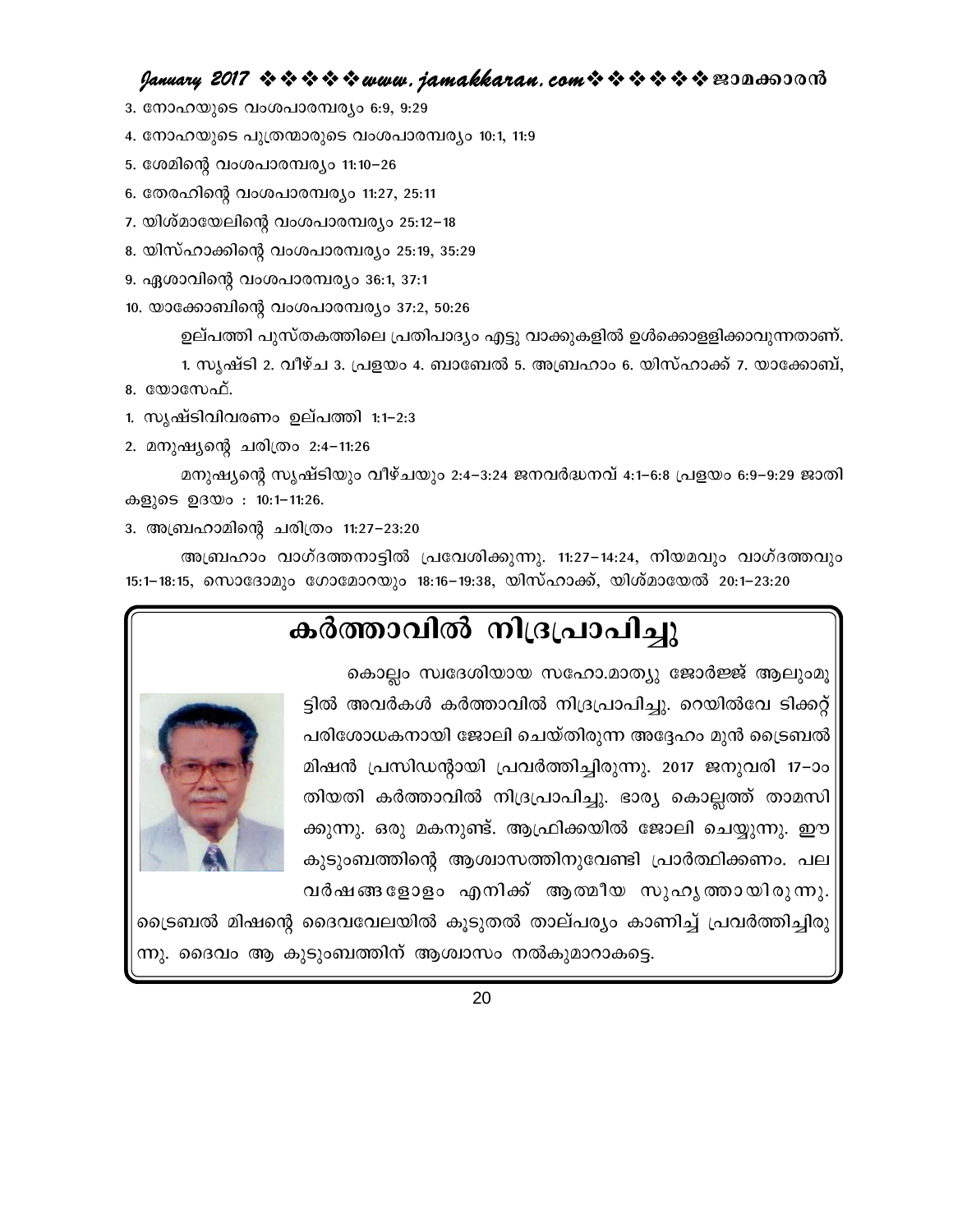3. നോഹയുടെ വംശപാരമ്പര്യം 6:9, 9:29

4. നോഹയുടെ പുത്രന്മാരുടെ വംശപാരമ്പര്യം 10:1, 11:9

5. ശേമിന്റെ വംശപാരമ്പര്യം 11:10–26

6. തേരഹിന്റെ വംശപാരമ്പര്യം 11:27, 25:11

7. യിശ്മായേലിന്റെ വംശപാരമ്പര്യം 25:12–18

8. യിസ്ഹാക്കിന്റെ വംശപാരമ്പര്യം 25:19, 35:29

9. ഏശാവിന്റെ വംശപാരമ്പര്യം 36:1, 37:1

10. യാക്കോബിന്റെ വംശപാരമ്പര്യം 37:2, 50:26

ഉല്പത്തി പുസ്തകത്തിലെ പ്രതിപാദ്യം എട്ടു വാക്കുകളിൽ ഉൾക്കൊള്ളിക്കാവുന്നതാണ്.

1. സൃഷ്ടി 2. വീഴ്ച 3. പ്രളയം 4. ബാബേൽ 5. അബ്രഹാം 6. യിസ്ഹാക്ക് 7. യാക്കോബ്, 8. യോസേഫ്.

1. സൃഷ്ടിവിവരണം ഉല്പത്തി 1:1–2:3

2. മനുഷ്യന്റെ ചരിത്രം 2:4–11:26

മനുഷ്യന്റെ സൃഷ്ടിയും വീഴ്ചയും 2:4–3:24 ജനവർദ്ധനവ് 4:1–6:8 പ്രളയം 6:9–9:29 ജാതികളുടെ ഉദയം : 10:1–11:26.

3. അബ്രഹാമിന്റെ ചരിത്രം 11:27–23:20

അബ്രഹാം വാഗ്ദത്തനാട്ടിൽ പ്രവേശിക്കുന്നു. 11:27–14:24, നിയമവും വാഗ്ദത്തവും 15:1–18:15, സൊദോമും ഗോമോറയും 18:16–19:38, യിസ്ഹാക്ക്, യിശ്മായേൽ 20:1–23:20

## കർത്താവിൽ നിദ്രപ്രാപിച്ചു

കൊല്ലം സ്വദേശിയായ സഹോ.മാത്യു ജോർജ്ജ് ആലുംമൂട്ടിൽ അവർകൾ കർത്താവിൽ നിദ്രപ്രാപിച്ചു. റെയിൽവേ ടിക്കറ്റ് പരിശോധകനായി ജോലി ചെയ്തിരുന്ന അദ്ദേഹം മുൻ ട്രൈബൽ മിഷൻ പ്രസിഡന്റായി പ്രവർത്തിച്ചിരുന്നു. 2017 ജനുവരി 17–ാം തിയതി കർത്താവിൽ നിദ്രപ്രാപിച്ചു. ഭാര്യ കൊല്ലത്ത് താമസിക്കുന്നു. ഒരു മകനുണ്ട്. ആഫ്രിക്കയിൽ ജോലി ചെയ്യുന്നു. ഈ കുടുംബത്തിന്റെ ആശ്വാസത്തിനുവേണ്ടി പ്രാർത്ഥിക്കണം. പല വർഷങ്ങളോളം എനിക്ക് ആത്മീയ സുഹൃത്തായിരുന്നു. ട്രൈബൽ മിഷന്റെ ദൈവവേലയിൽ കൂടുതൽ താല്പര്യം കാണിച്ച് പ്രവർത്തിച്ചിരുന്നു. ദൈവം ആ കുടുംബത്തിന് ആശ്വാസം നൽകുമാറാകട്ടെ.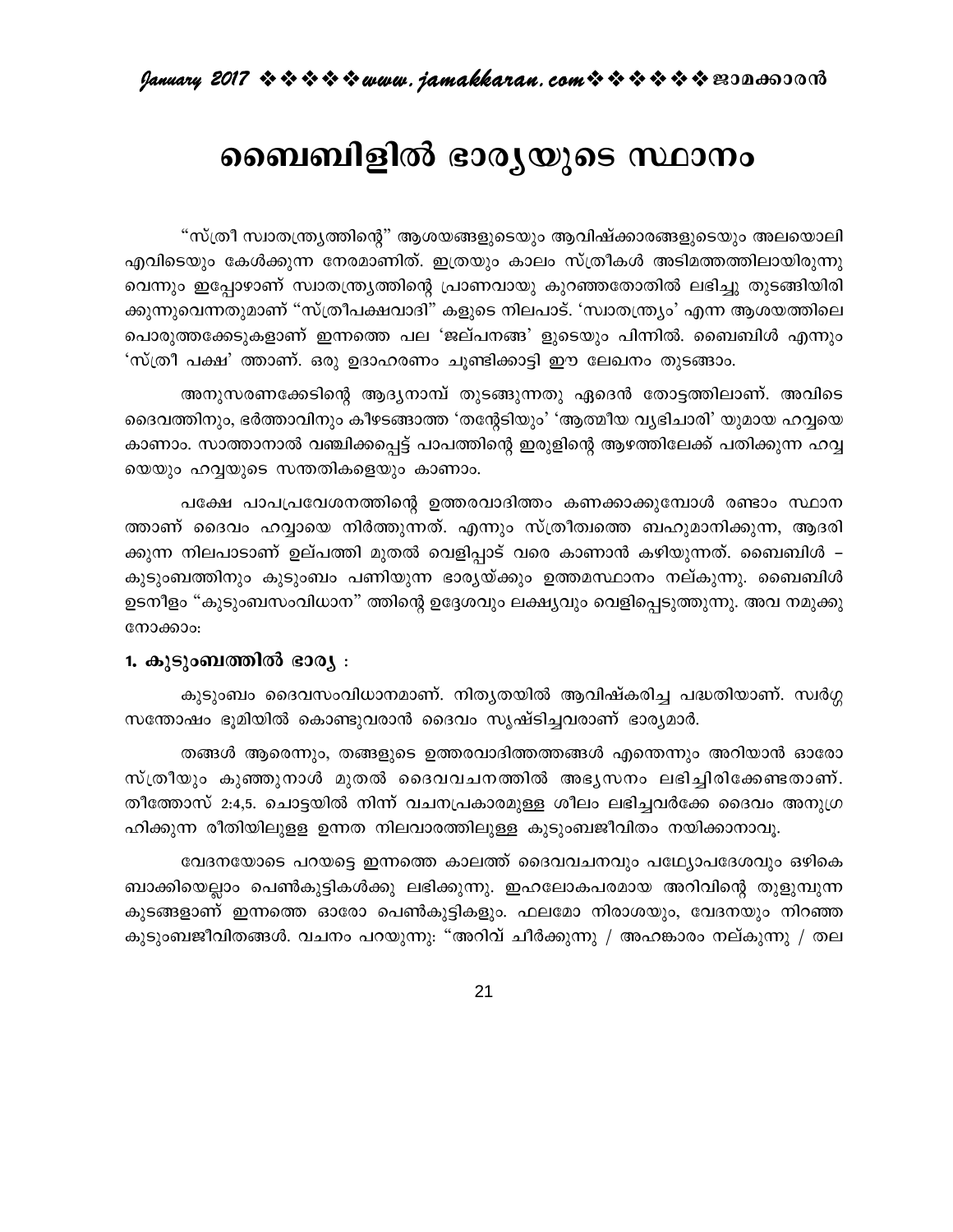# ബൈബിളിൽ ഭാര്യയുടെ സ്ഥാനം

"സ്ത്രീ സ്വാതന്ത്ര്യത്തിന്റെ" ആശയങ്ങളുടെയും ആവിഷ്ക്കാരങ്ങളുടെയും അലയൊലി എവിടെയും കേൾക്കുന്ന നേരമാണിത്. ഇത്രയും കാലം സ്ത്രീകൾ അടിമത്തത്തിലായിരുന്നു വെന്നും ഇപ്പോഴാണ് സ്വാതന്ത്ര്യത്തിന്റെ പ്രാണവായു കുറഞ്ഞതോതിൽ ലഭിച്ചു തുടങ്ങിയിരിക്കുന്നുവെന്നതുമാണ് "സ്ത്രീപക്ഷവാദി" കളുടെ നിലപാട്. 'സ്വാതന്ത്ര്യം' എന്ന ആശയത്തിലെ പൊരുത്തക്കേടുകളാണ് ഇന്നത്തെ പല 'ജല്പനങ്ങ' ളുടെയും പിന്നിൽ. ബൈബിൾ എന്നും 'സ്ത്രീ പക്ഷ' ത്താണ്. ഒരു ഉദാഹരണം ചൂണ്ടിക്കാട്ടി ഈ ലേഖനം തുടങ്ങാം.

അനുസരണക്കേടിന്റെ ആദ്യനാമ്പ് തുടങ്ങുന്നതു ഏദെൻ തോട്ടത്തിലാണ്. അവിടെ ദൈവത്തിനും, ഭർത്താവിനും കീഴടങ്ങാത്ത 'തന്റേടിയും' 'ആത്മീയ വ്യഭിചാരി' യുമായ ഹവ്വയെ കാണാം. സാത്താനാൽ വഞ്ചിക്കപ്പെട്ട് പാപത്തിന്റെ ഇരുളിന്റെ ആഴത്തിലേക്ക് പതിക്കുന്ന ഹവ്വയെയും ഹവ്വയുടെ സന്തതികളെയും കാണാം.

പക്ഷേ പാപപ്രവേശനത്തിന്റെ ഉത്തരവാദിത്തം കണക്കാക്കുമ്പോൾ രണ്ടാം സ്ഥാനത്താണ് ദൈവം ഹവ്വായെ നിർത്തുന്നത്. എന്നും സ്ത്രീത്വത്തെ ബഹുമാനിക്കുന്ന, ആദരിക്കുന്ന നിലപാടാണ് ഉല്പത്തി മുതൽ വെളിപ്പാട് വരെ കാണാൻ കഴിയുന്നത്. ബൈബിൾ – കുടുംബത്തിനും കുടുംബം പണിയുന്ന ഭാര്യയ്ക്കും ഉത്തമസ്ഥാനം നല്കുന്നു. ബൈബിൾ ഉടനീളം "കുടുംബസംവിധാന" ത്തിന്റെ ഉദ്ദേശവും ലക്ഷ്യവും വെളിപ്പെടുത്തുന്നു. അവ നമുക്കു നോക്കാം:

**1. കുടുംബത്തിൽ ഭാര്യ :**

കുടുംബം ദൈവസംവിധാനമാണ്. നിത്യതയിൽ ആവിഷ്കരിച്ച പദ്ധതിയാണ്. സ്വർഗ്ഗ സന്തോഷം ഭൂമിയിൽ കൊണ്ടുവരാൻ ദൈവം സൃഷ്ടിച്ചവരാണ് ഭാര്യമാർ.

തങ്ങൾ ആരെന്നും, തങ്ങളുടെ ഉത്തരവാദിത്തങ്ങൾ എന്തെന്നും അറിയാൻ ഓരോ സ്ത്രീയും കുഞ്ഞുനാൾ മുതൽ ദൈവവചനത്തിൽ അഭ്യസനം ലഭിച്ചിരിക്കേണ്ടതാണ്. തീത്തോസ് 2:4,5. ചൊട്ടയിൽ നിന്ന് വചനപ്രകാരമുള്ള ശീലം ലഭിച്ചവർക്കേ ദൈവം അനുഗ്രഹിക്കുന്ന രീതിയിലുള്ള ഉന്നത നിലവാരത്തിലുള്ള കുടുംബജീവിതം നയിക്കാനാവൂ.

വേദനയോടെ പറയട്ടെ ഇന്നത്തെ കാലത്ത് ദൈവവചനവും പഥ്യോപദേശവും ഒഴികെ ബാക്കിയെല്ലാം പെൺകുട്ടികൾക്കു ലഭിക്കുന്നു. ഇഹലോകപരമായ അറിവിന്റെ തുളുമ്പുന്ന കുടങ്ങളാണ് ഇന്നത്തെ ഓരോ പെൺകുട്ടികളും. ഫലമോ നിരാശയും, വേദനയും നിറഞ്ഞ കുടുംബജീവിതങ്ങൾ. വചനം പറയുന്നു: "അറിവ് ചീർക്കുന്നു / അഹങ്കാരം നല്കുന്നു / തല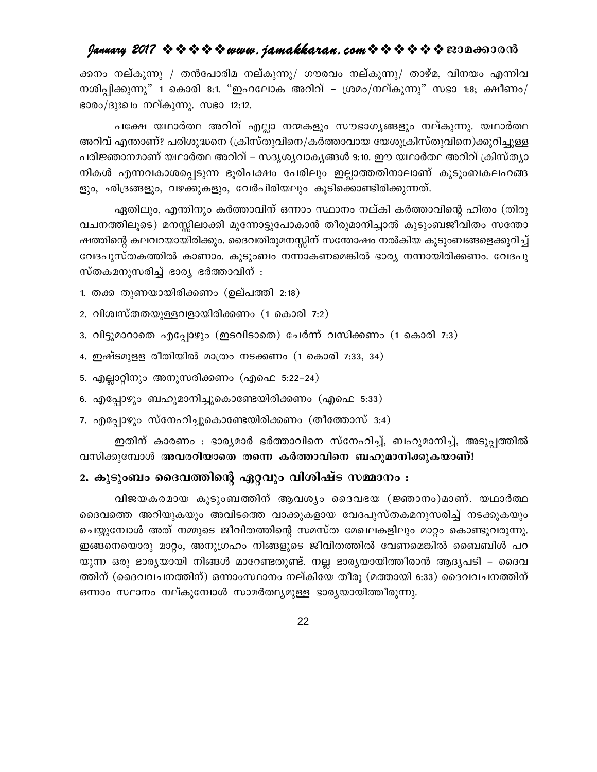ക്കനം നല്കുന്നു / തൻപോരിമ നല്കുന്നു/ ഗൗരവം നല്കുന്നു/ താഴ്മ, വിനയം എന്നിവ നശിപ്പിക്കുന്നു" 1 കൊരി 8:1. "ഇഹലോക അറിവ് – ശ്രമം/നല്കുന്നു" സഭാ 1:8; ക്ഷീണം/ ഭാരം/ദുഃഖം നല്കുന്നു. സഭാ 12:12.

പക്ഷേ യഥാർത്ഥ അറിവ് എല്ലാ നന്മകളും സൗഭാഗ്യങ്ങളും നല്കുന്നു. യഥാർത്ഥ അറിവ് എന്താണ്? പരിശുദ്ധനെ (ക്രിസ്തുവിനെ/കർത്താവായ യേശുക്രിസ്തുവിനെ)ക്കുറിച്ചുള്ള പരിജ്ഞാനമാണ് യഥാർത്ഥ അറിവ് – സദൃശ്യവാക്യങ്ങൾ 9:10. ഈ യഥാർത്ഥ അറിവ് ക്രിസ്ത്യാനികൾ എന്നവകാശപ്പെടുന്ന ഭൂരിപക്ഷം പേരിലും ഇല്ലാത്തതിനാലാണ് കുടുംബകലഹങ്ങളും, ഛിദ്രങ്ങളും, വഴക്കുകളും, വേർപിരിയലും കൂടിക്കൊണ്ടിരിക്കുന്നത്.

ഏതിലും, എന്തിനും കർത്താവിന് ഒന്നാം സ്ഥാനം നല്കി കർത്താവിന്റെ ഹിതം (തിരുവചനത്തിലൂടെ) മനസ്സിലാക്കി മുന്നോട്ടുപോകാൻ തീരുമാനിച്ചാൽ കുടുംബജീവിതം സന്തോഷത്തിന്റെ കലവറയായിരിക്കും. ദൈവതിരുമനസ്സിന് സന്തോഷം നൽകിയ കുടുംബങ്ങളെക്കുറിച്ച് വേദപുസ്തകത്തിൽ കാണാം. കുടുംബം നന്നാകണമെങ്കിൽ ഭാര്യ നന്നായിരിക്കണം. വേദപുസ്തകമനുസരിച്ച് ഭാര്യ ഭർത്താവിന് :

1. തക്ക തുണയായിരിക്കണം (ഉല്പത്തി 2:18)
2. വിശ്വസ്തതയുള്ളവളായിരിക്കണം (1 കൊരി 7:2)
3. വിട്ടുമാറാതെ എപ്പോഴും (ഇടവിടാതെ) ചേർന്ന് വസിക്കണം (1 കൊരി 7:3)
4. ഇഷ്ടമുള്ള രീതിയിൽ മാത്രം നടക്കണം (1 കൊരി 7:33, 34)
5. എല്ലാറ്റിനും അനുസരിക്കണം (എഫെ 5:22–24)
6. എപ്പോഴും ബഹുമാനിച്ചുകൊണ്ടേയിരിക്കണം (എഫെ 5:33)
7. എപ്പോഴും സ്നേഹിച്ചുകൊണ്ടേയിരിക്കണം (തീത്തോസ് 3:4)

ഇതിന് കാരണം : ഭാര്യമാർ ഭർത്താവിനെ സ്നേഹിച്ച്, ബഹുമാനിച്ച്, അടുപ്പത്തിൽ വസിക്കുമ്പോൾ **അവരറിയാതെ തന്നെ കർത്താവിനെ ബഹുമാനിക്കുകയാണ്!**

## 2. കുടുംബം ദൈവത്തിന്റെ ഏറ്റവും വിശിഷ്ട സമ്മാനം :

വിജയകരമായ കുടുംബത്തിന് ആവശ്യം ദൈവഭയ (ജ്ഞാനം)മാണ്. യഥാർത്ഥ ദൈവത്തെ അറിയുകയും അവിടത്തെ വാക്കുകളായ വേദപുസ്തകമനുസരിച്ച് നടക്കുകയും ചെയ്യുമ്പോൾ അത് നമ്മുടെ ജീവിതത്തിന്റെ സമസ്ത മേഖലകളിലും മാറ്റം കൊണ്ടുവരുന്നു. ഇങ്ങനെയൊരു മാറ്റം, അനുഗ്രഹം നിങ്ങളുടെ ജീവിതത്തിൽ വേണമെങ്കിൽ ബൈബിൾ പറയുന്ന ഒരു ഭാര്യയായി നിങ്ങൾ മാറേണ്ടതുണ്ട്. നല്ല ഭാര്യയായിത്തീരാൻ ആദ്യപടി – ദൈവത്തിന് (ദൈവവചനത്തിന്) ഒന്നാംസ്ഥാനം നല്കിയേ തീരൂ (മത്തായി 6:33) ദൈവവചനത്തിന് ഒന്നാം സ്ഥാനം നല്കുമ്പോൾ സാമർത്ഥ്യമുള്ള ഭാര്യയായിത്തീരുന്നു.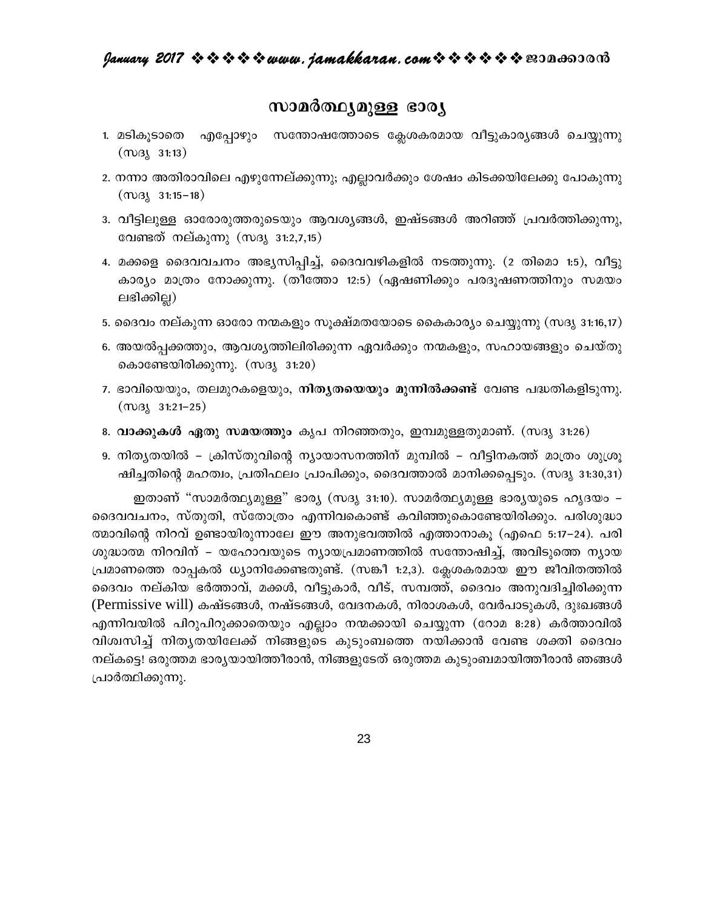# സാമർത്ഥ്യമുള്ള ഭാര്യ

1. മടികൂടാതെ എപ്പോഴും സന്തോഷത്തോടെ ക്ലേശകരമായ വീട്ടുകാര്യങ്ങൾ ചെയ്യുന്നു (സദൃ 31:13)
2. നന്നാ അതിരാവിലെ എഴുന്നേല്ക്കുന്നു; എല്ലാവർക്കും ശേഷം കിടക്കയിലേക്കു പോകുന്നു (സദൃ 31:15–18)
3. വീട്ടിലുള്ള ഓരോരുത്തരുടെയും ആവശ്യങ്ങൾ, ഇഷ്ടങ്ങൾ അറിഞ്ഞ് പ്രവർത്തിക്കുന്നു, വേണ്ടത് നല്കുന്നു (സദൃ 31:2,7,15)
4. മക്കളെ ദൈവവചനം അഭ്യസിപ്പിച്ച്, ദൈവവഴികളിൽ നടത്തുന്നു. (2 തിമൊ 1:5), വീട്ടു കാര്യം മാത്രം നോക്കുന്നു. (തീത്തോ 12:5) (ഏഷണിക്കും പരദൂഷണത്തിനും സമയം ലഭിക്കില്ല)
5. ദൈവം നല്കുന്ന ഓരോ നന്മകളും സൂക്ഷ്മതയോടെ കൈകാര്യം ചെയ്യുന്നു (സദൃ 31:16,17)
6. അയൽപ്പക്കത്തും, ആവശ്യത്തിലിരിക്കുന്ന ഏവർക്കും നന്മകളും, സഹായങ്ങളും ചെയ്തു കൊണ്ടേയിരിക്കുന്നു. (സദൃ 31:20)
7. ഭാവിയെയും, തലമുറകളെയും, **നിത്യതയെയും മുന്നിൽക്കണ്ട്** വേണ്ട പദ്ധതികളിടുന്നു. (സദൃ 31:21–25)
8. **വാക്കുകൾ ഏതു സമയത്തും** കൃപ നിറഞ്ഞതും, ഇമ്പമുള്ളതുമാണ്. (സദൃ 31:26)
9. നിത്യതയിൽ – ക്രിസ്തുവിന്റെ ന്യായാസനത്തിന് മുമ്പിൽ – വീട്ടിനകത്ത് മാത്രം ശുശ്രൂഷിച്ചതിന്റെ മഹത്വം, പ്രതിഫലം പ്രാപിക്കും, ദൈവത്താൽ മാനിക്കപ്പെടും. (സദൃ 31:30,31)

ഇതാണ് "സാമർത്ഥ്യമുള്ള" ഭാര്യ (സദൃ 31:10). സാമർത്ഥ്യമുള്ള ഭാര്യയുടെ ഹൃദയം – ദൈവവചനം, സ്തുതി, സ്തോത്രം എന്നിവകൊണ്ട് കവിഞ്ഞുകൊണ്ടേയിരിക്കും. പരിശുദ്ധാത്മാവിന്റെ നിറവ് ഉണ്ടായിരുന്നാലേ ഈ അനുഭവത്തിൽ എത്താനാകൂ (എഫെ 5:17–24). പരിശുദ്ധാത്മ നിറവിന് – യഹോവയുടെ ന്യായപ്രമാണത്തിൽ സന്തോഷിച്ച്, അവിടുത്തെ ന്യായപ്രമാണത്തെ രാപ്പകൽ ധ്യാനിക്കേണ്ടതുണ്ട്. (സങ്കീ 1:2,3). ക്ലേശകരമായ ഈ ജീവിതത്തിൽ ദൈവം നല്കിയ ഭർത്താവ്, മക്കൾ, വീട്ടുകാർ, വീട്, സമ്പത്ത്, ദൈവം അനുവദിച്ചിരിക്കുന്ന (Permissive will) കഷ്ടങ്ങൾ, നഷ്ടങ്ങൾ, വേദനകൾ, നിരാശകൾ, വേർപാടുകൾ, ദുഃഖങ്ങൾ എന്നിവയിൽ പിറുപിറുക്കാതെയും എല്ലാം നന്മക്കായി ചെയ്യുന്ന (റോമ 8:28) കർത്താവിൽ വിശ്വസിച്ച് നിത്യതയിലേക്ക് നിങ്ങളുടെ കുടുംബത്തെ നയിക്കാൻ വേണ്ട ശക്തി ദൈവം നല്കട്ടെ! ഒരുത്തമ ഭാര്യയായിത്തീരാൻ, നിങ്ങളുടേത് ഒരുത്തമ കുടുംബമായിത്തീരാൻ ഞങ്ങൾ പ്രാർത്ഥിക്കുന്നു.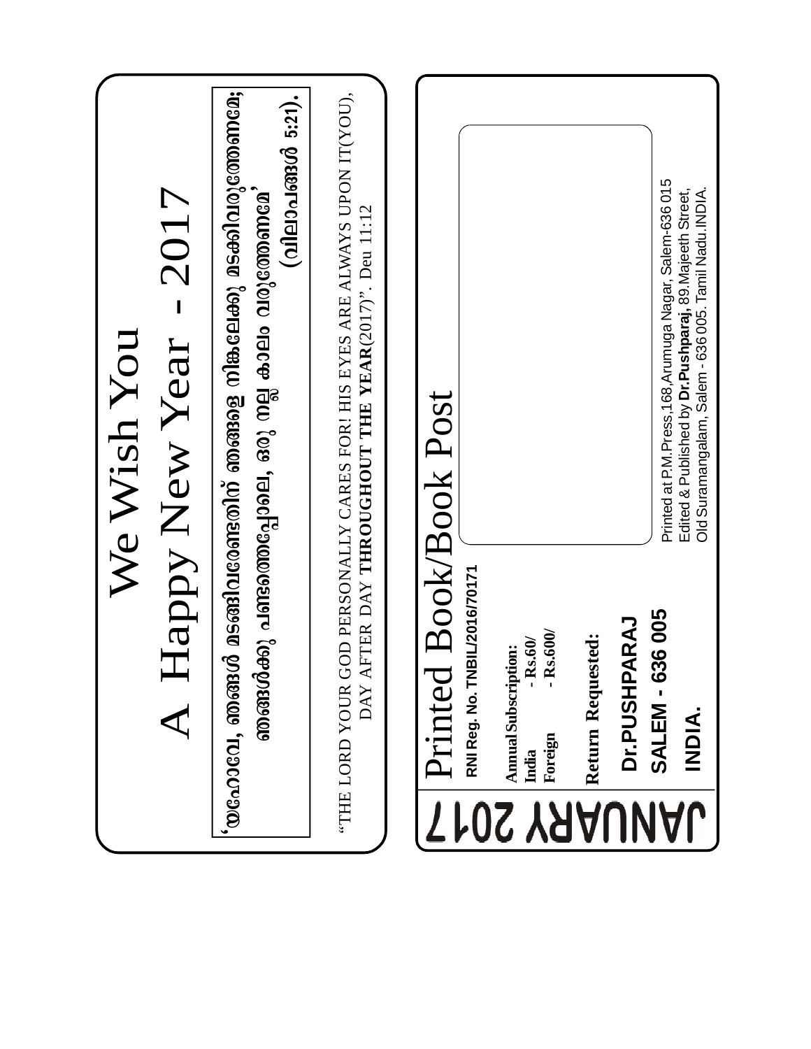# We Wish You

# A Happy New Year - 2017

'യഹോവേ, ഞങ്ങൾ മടങ്ങിവരേണ്ടതിന് ഞങ്ങളെ നിങ്കലേക്കു മടക്കിവരുത്തേണമേ; ഞങ്ങൾക്കു പണ്ടത്തെപ്പോലെ, ഒരു നല്ല കാലം വരുത്തേണമേ'

**(വിലാപങ്ങൾ 5:21).**

"THE LORD YOUR GOD PERSONALLY CARES FOR! HIS EYES ARE ALWAYS UPON IT(YOU), DAY AFTER DAY **THROUGHOUT THE YEAR**(2017)". Deu 11:12

---

**JANUARY 2017**

# Printed Book/Book Post

**RNI Reg. No. TNBIL/2016/70171**

**Annual Subscription:**
**India - Rs.60/**
**Foreign - Rs.600/**

**Return Requested:**

**Dr.PUSHPARAJ**
**SALEM - 636 005**
**INDIA.**

Printed at P.M.Press,168,Arumuga Nagar, Salem-636 015
Edited & Published by **Dr.Pushparaj,** 89.Majeeth Street,
Old Suramangalam, Salem - 636 005. Tamil Nadu.INDIA.